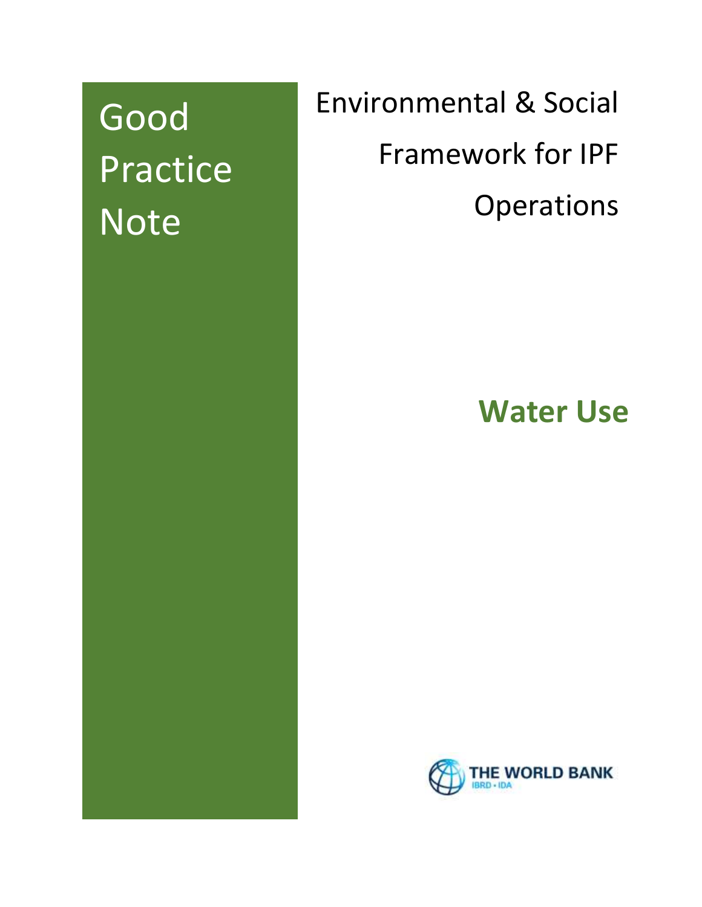# Good Practice Note

## Environmental & Social Framework for IPF Operations

## Water Use

THE WORLD BANK
IBRD • IDA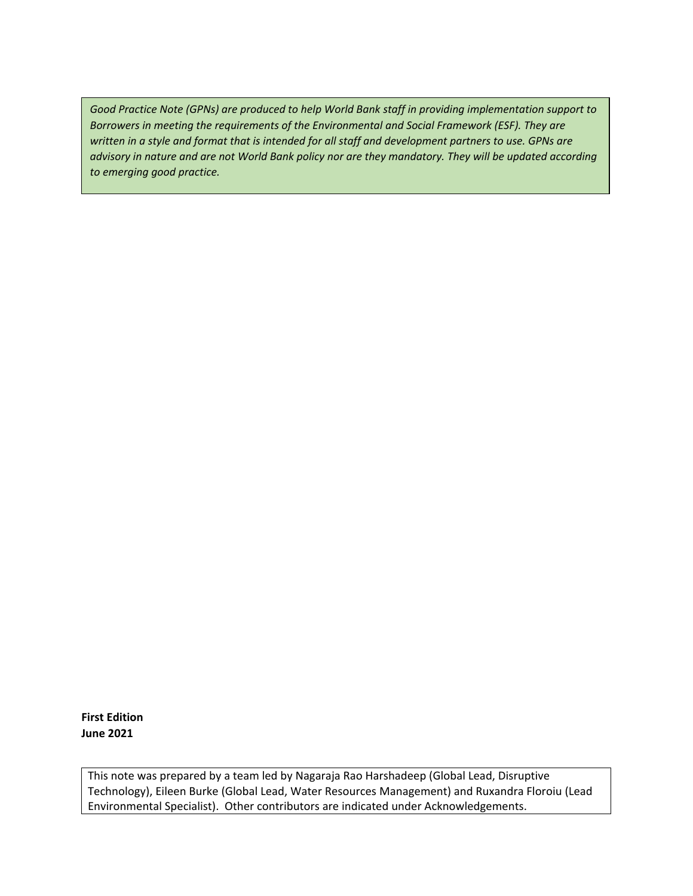*Good Practice Note (GPNs) are produced to help World Bank staff in providing implementation support to Borrowers in meeting the requirements of the Environmental and Social Framework (ESF). They are written in a style and format that is intended for all staff and development partners to use. GPNs are advisory in nature and are not World Bank policy nor are they mandatory. They will be updated according to emerging good practice.*

**First Edition**
**June 2021**

This note was prepared by a team led by Nagaraja Rao Harshadeep (Global Lead, Disruptive Technology), Eileen Burke (Global Lead, Water Resources Management) and Ruxandra Floroiu (Lead Environmental Specialist). Other contributors are indicated under Acknowledgements.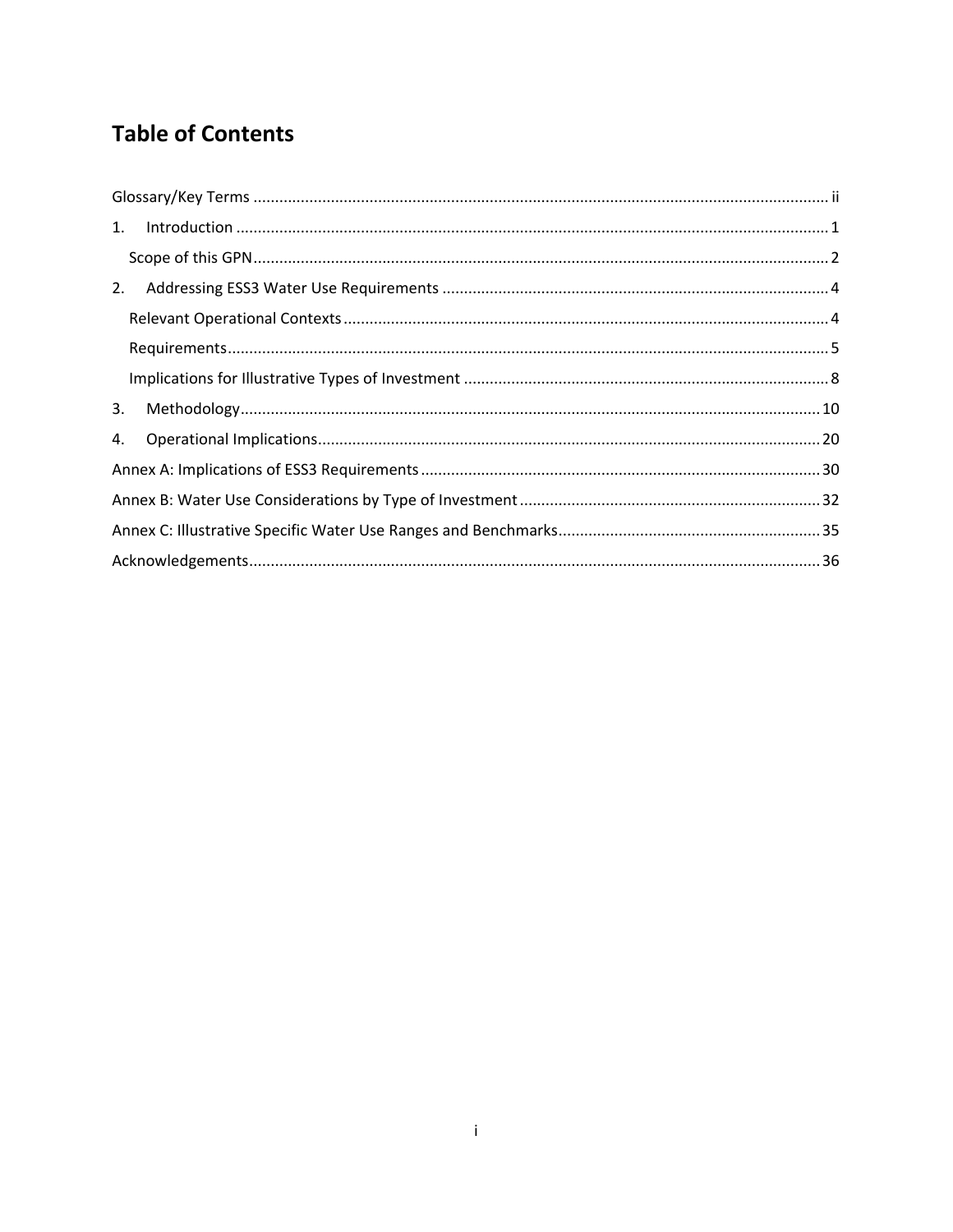## Table of Contents

Glossary/Key Terms ..... ii

1. Introduction ..... 1
   - Scope of this GPN ..... 2
2. Addressing ESS3 Water Use Requirements ..... 4
   - Relevant Operational Contexts ..... 4
   - Requirements ..... 5
   - Implications for Illustrative Types of Investment ..... 8
3. Methodology ..... 10
4. Operational Implications ..... 20

Annex A: Implications of ESS3 Requirements ..... 30

Annex B: Water Use Considerations by Type of Investment ..... 32

Annex C: Illustrative Specific Water Use Ranges and Benchmarks ..... 35

Acknowledgements ..... 36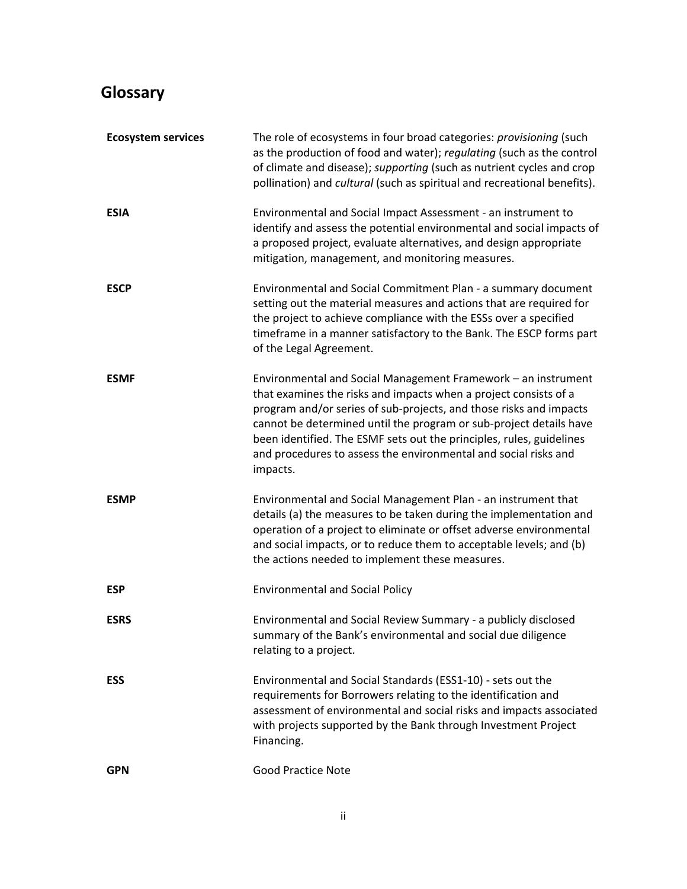## Glossary

| | |
|---|---|
| **Ecosystem services** | The role of ecosystems in four broad categories: *provisioning* (such as the production of food and water); *regulating* (such as the control of climate and disease); *supporting* (such as nutrient cycles and crop pollination) and *cultural* (such as spiritual and recreational benefits). |
| **ESIA** | Environmental and Social Impact Assessment - an instrument to identify and assess the potential environmental and social impacts of a proposed project, evaluate alternatives, and design appropriate mitigation, management, and monitoring measures. |
| **ESCP** | Environmental and Social Commitment Plan - a summary document setting out the material measures and actions that are required for the project to achieve compliance with the ESSs over a specified timeframe in a manner satisfactory to the Bank. The ESCP forms part of the Legal Agreement. |
| **ESMF** | Environmental and Social Management Framework – an instrument that examines the risks and impacts when a project consists of a program and/or series of sub-projects, and those risks and impacts cannot be determined until the program or sub-project details have been identified. The ESMF sets out the principles, rules, guidelines and procedures to assess the environmental and social risks and impacts. |
| **ESMP** | Environmental and Social Management Plan - an instrument that details (a) the measures to be taken during the implementation and operation of a project to eliminate or offset adverse environmental and social impacts, or to reduce them to acceptable levels; and (b) the actions needed to implement these measures. |
| **ESP** | Environmental and Social Policy |
| **ESRS** | Environmental and Social Review Summary - a publicly disclosed summary of the Bank's environmental and social due diligence relating to a project. |
| **ESS** | Environmental and Social Standards (ESS1-10) - sets out the requirements for Borrowers relating to the identification and assessment of environmental and social risks and impacts associated with projects supported by the Bank through Investment Project Financing. |
| **GPN** | Good Practice Note |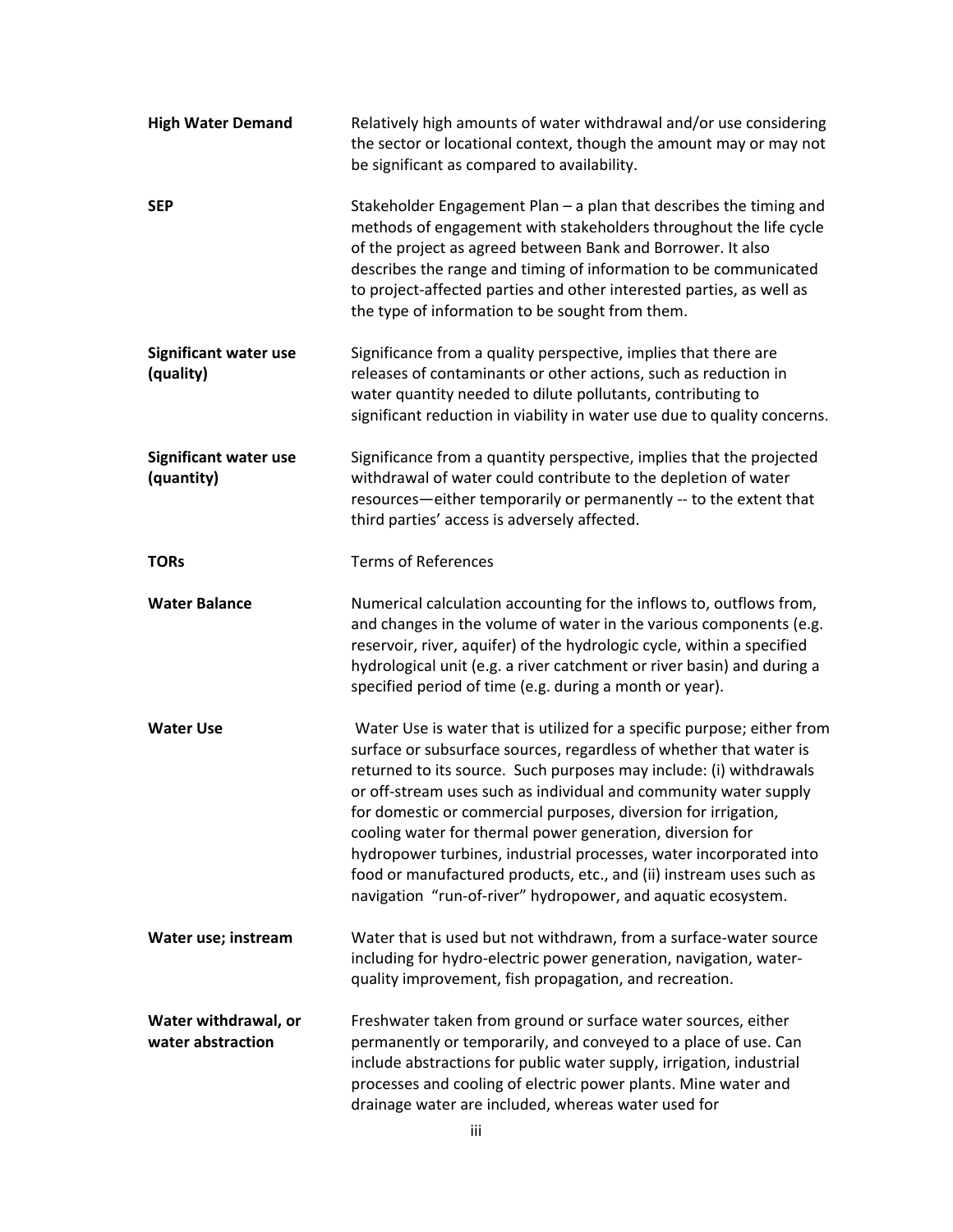| | |
|---|---|
| **High Water Demand** | Relatively high amounts of water withdrawal and/or use considering the sector or locational context, though the amount may or may not be significant as compared to availability. |
| **SEP** | Stakeholder Engagement Plan – a plan that describes the timing and methods of engagement with stakeholders throughout the life cycle of the project as agreed between Bank and Borrower. It also describes the range and timing of information to be communicated to project-affected parties and other interested parties, as well as the type of information to be sought from them. |
| **Significant water use (quality)** | Significance from a quality perspective, implies that there are releases of contaminants or other actions, such as reduction in water quantity needed to dilute pollutants, contributing to significant reduction in viability in water use due to quality concerns. |
| **Significant water use (quantity)** | Significance from a quantity perspective, implies that the projected withdrawal of water could contribute to the depletion of water resources—either temporarily or permanently -- to the extent that third parties' access is adversely affected. |
| **TORs** | Terms of References |
| **Water Balance** | Numerical calculation accounting for the inflows to, outflows from, and changes in the volume of water in the various components (e.g. reservoir, river, aquifer) of the hydrologic cycle, within a specified hydrological unit (e.g. a river catchment or river basin) and during a specified period of time (e.g. during a month or year). |
| **Water Use** | Water Use is water that is utilized for a specific purpose; either from surface or subsurface sources, regardless of whether that water is returned to its source. Such purposes may include: (i) withdrawals or off-stream uses such as individual and community water supply for domestic or commercial purposes, diversion for irrigation, cooling water for thermal power generation, diversion for hydropower turbines, industrial processes, water incorporated into food or manufactured products, etc., and (ii) instream uses such as navigation "run-of-river" hydropower, and aquatic ecosystem. |
| **Water use; instream** | Water that is used but not withdrawn, from a surface-water source including for hydro-electric power generation, navigation, water-quality improvement, fish propagation, and recreation. |
| **Water withdrawal, or water abstraction** | Freshwater taken from ground or surface water sources, either permanently or temporarily, and conveyed to a place of use. Can include abstractions for public water supply, irrigation, industrial processes and cooling of electric power plants. Mine water and drainage water are included, whereas water used for |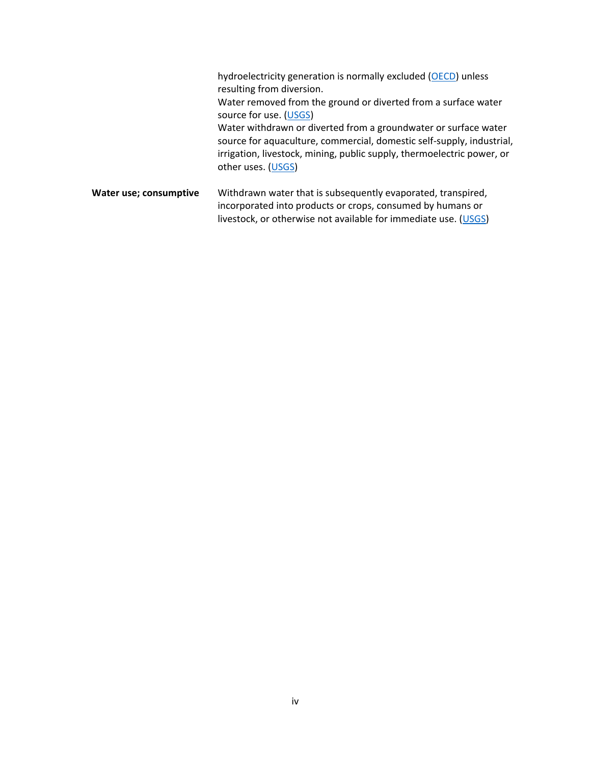| | |
|---|---|
| | hydroelectricity generation is normally excluded (OECD) unless resulting from diversion.<br>Water removed from the ground or diverted from a surface water source for use. (USGS)<br>Water withdrawn or diverted from a groundwater or surface water source for aquaculture, commercial, domestic self-supply, industrial, irrigation, livestock, mining, public supply, thermoelectric power, or other uses. (USGS) |
| **Water use; consumptive** | Withdrawn water that is subsequently evaporated, transpired, incorporated into products or crops, consumed by humans or livestock, or otherwise not available for immediate use. (USGS) |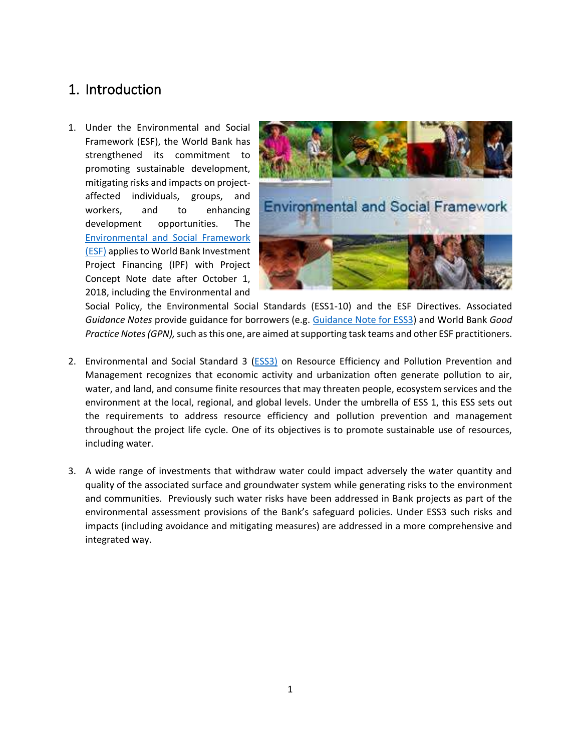# 1. Introduction

1. Under the Environmental and Social Framework (ESF), the World Bank has strengthened its commitment to promoting sustainable development, mitigating risks and impacts on project-affected individuals, groups, and workers, and to enhancing development opportunities. The [Environmental and Social Framework (ESF)](#) applies to World Bank Investment Project Financing (IPF) with Project Concept Note date after October 1, 2018, including the Environmental and Social Policy, the Environmental Social Standards (ESS1-10) and the ESF Directives. Associated *Guidance Notes* provide guidance for borrowers (e.g. [Guidance Note for ESS3](#)) and World Bank *Good Practice Notes (GPN),* such as this one, are aimed at supporting task teams and other ESF practitioners.

2. Environmental and Social Standard 3 ([ESS3)](#) on Resource Efficiency and Pollution Prevention and Management recognizes that economic activity and urbanization often generate pollution to air, water, and land, and consume finite resources that may threaten people, ecosystem services and the environment at the local, regional, and global levels. Under the umbrella of ESS 1, this ESS sets out the requirements to address resource efficiency and pollution prevention and management throughout the project life cycle. One of its objectives is to promote sustainable use of resources, including water.

3. A wide range of investments that withdraw water could impact adversely the water quantity and quality of the associated surface and groundwater system while generating risks to the environment and communities. Previously such water risks have been addressed in Bank projects as part of the environmental assessment provisions of the Bank's safeguard policies. Under ESS3 such risks and impacts (including avoidance and mitigating measures) are addressed in a more comprehensive and integrated way.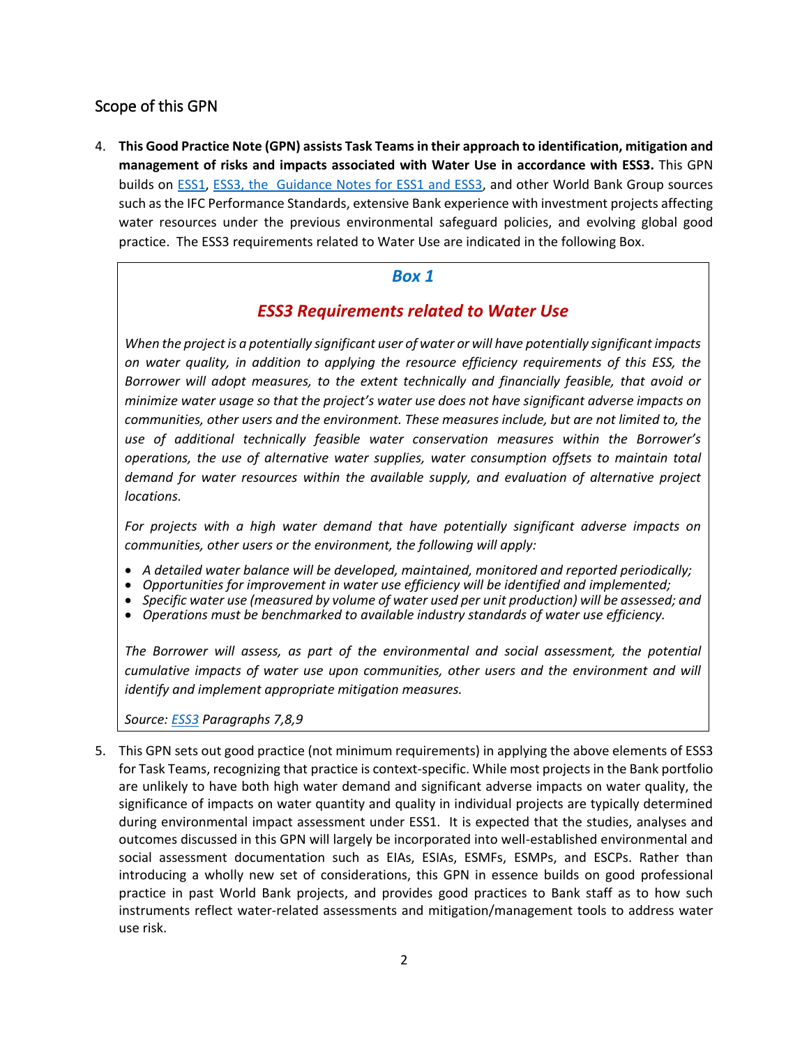## Scope of this GPN

4. **This Good Practice Note (GPN) assists Task Teams in their approach to identification, mitigation and management of risks and impacts associated with Water Use in accordance with ESS3.** This GPN builds on [ESS1](), [ESS3, the Guidance Notes for ESS1 and ESS3](), and other World Bank Group sources such as the IFC Performance Standards, extensive Bank experience with investment projects affecting water resources under the previous environmental safeguard policies, and evolving global good practice. The ESS3 requirements related to Water Use are indicated in the following Box.

> ***Box 1***
>
> ***ESS3 Requirements related to Water Use***
>
> *When the project is a potentially significant user of water or will have potentially significant impacts on water quality, in addition to applying the resource efficiency requirements of this ESS, the Borrower will adopt measures, to the extent technically and financially feasible, that avoid or minimize water usage so that the project's water use does not have significant adverse impacts on communities, other users and the environment. These measures include, but are not limited to, the use of additional technically feasible water conservation measures within the Borrower's operations, the use of alternative water supplies, water consumption offsets to maintain total demand for water resources within the available supply, and evaluation of alternative project locations.*
>
> *For projects with a high water demand that have potentially significant adverse impacts on communities, other users or the environment, the following will apply:*
>
> - *A detailed water balance will be developed, maintained, monitored and reported periodically;*
> - *Opportunities for improvement in water use efficiency will be identified and implemented;*
> - *Specific water use (measured by volume of water used per unit production) will be assessed; and*
> - *Operations must be benchmarked to available industry standards of water use efficiency.*
>
> *The Borrower will assess, as part of the environmental and social assessment, the potential cumulative impacts of water use upon communities, other users and the environment and will identify and implement appropriate mitigation measures.*
>
> *Source: [ESS3]() Paragraphs 7,8,9*

5. This GPN sets out good practice (not minimum requirements) in applying the above elements of ESS3 for Task Teams, recognizing that practice is context-specific. While most projects in the Bank portfolio are unlikely to have both high water demand and significant adverse impacts on water quality, the significance of impacts on water quantity and quality in individual projects are typically determined during environmental impact assessment under ESS1. It is expected that the studies, analyses and outcomes discussed in this GPN will largely be incorporated into well-established environmental and social assessment documentation such as EIAs, ESIAs, ESMFs, ESMPs, and ESCPs. Rather than introducing a wholly new set of considerations, this GPN in essence builds on good professional practice in past World Bank projects, and provides good practices to Bank staff as to how such instruments reflect water-related assessments and mitigation/management tools to address water use risk.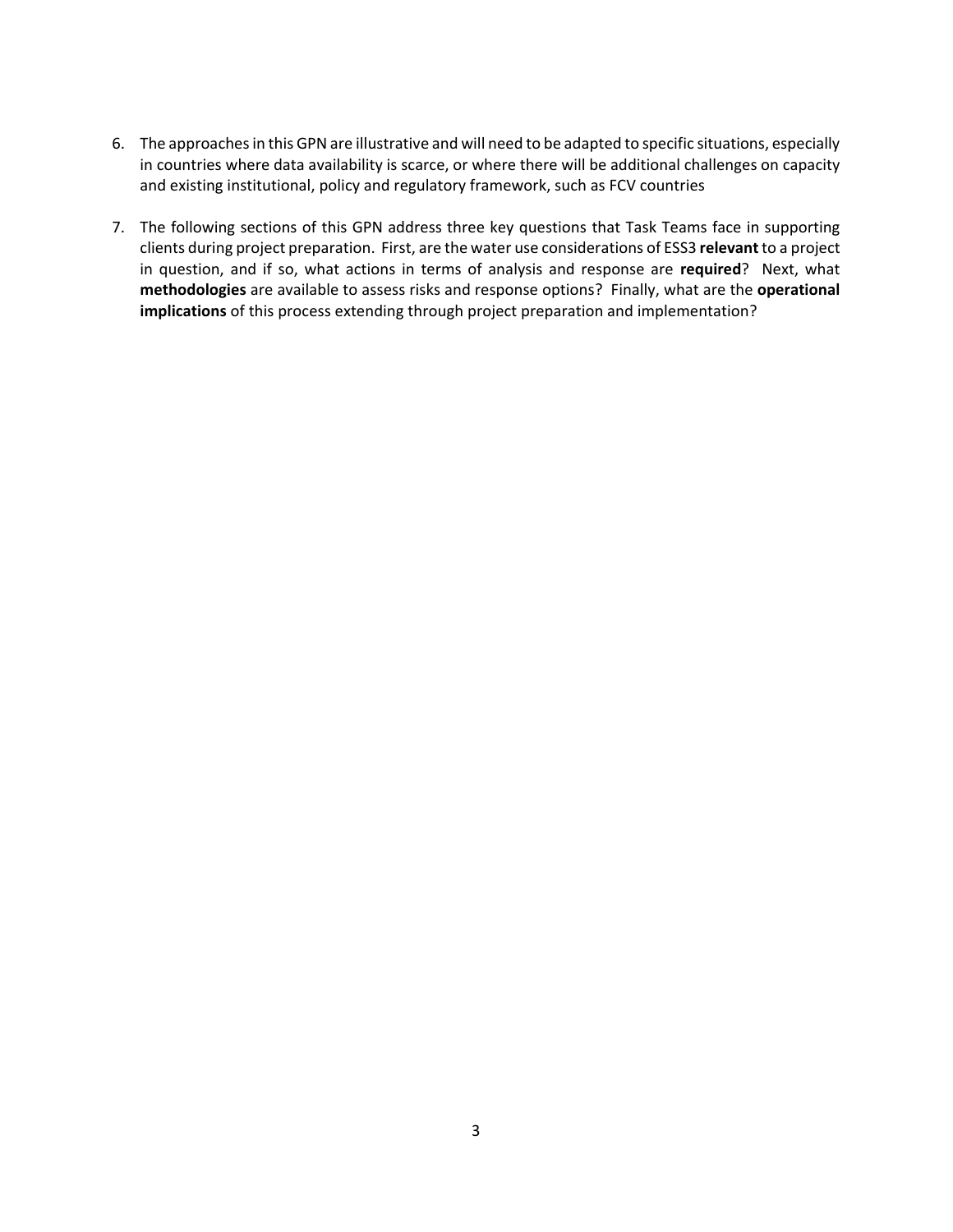6. The approaches in this GPN are illustrative and will need to be adapted to specific situations, especially in countries where data availability is scarce, or where there will be additional challenges on capacity and existing institutional, policy and regulatory framework, such as FCV countries

7. The following sections of this GPN address three key questions that Task Teams face in supporting clients during project preparation. First, are the water use considerations of ESS3 **relevant** to a project in question, and if so, what actions in terms of analysis and response are **required**? Next, what **methodologies** are available to assess risks and response options? Finally, what are the **operational implications** of this process extending through project preparation and implementation?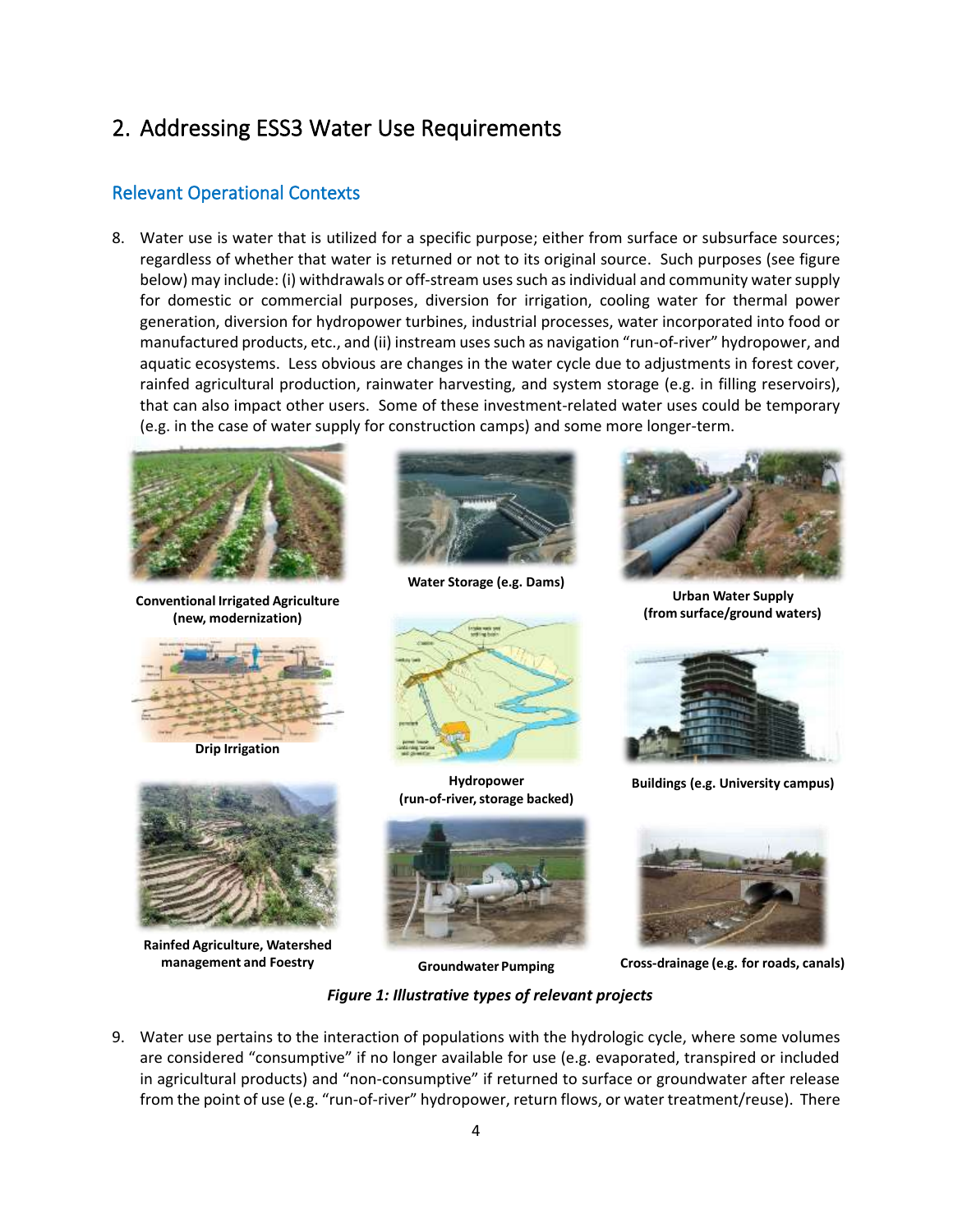## 2. Addressing ESS3 Water Use Requirements

### Relevant Operational Contexts

8. Water use is water that is utilized for a specific purpose; either from surface or subsurface sources; regardless of whether that water is returned or not to its original source. Such purposes (see figure below) may include: (i) withdrawals or off-stream uses such as individual and community water supply for domestic or commercial purposes, diversion for irrigation, cooling water for thermal power generation, diversion for hydropower turbines, industrial processes, water incorporated into food or manufactured products, etc., and (ii) instream uses such as navigation "run-of-river" hydropower, and aquatic ecosystems. Less obvious are changes in the water cycle due to adjustments in forest cover, rainfed agricultural production, rainwater harvesting, and system storage (e.g. in filling reservoirs), that can also impact other users. Some of these investment-related water uses could be temporary (e.g. in the case of water supply for construction camps) and some more longer-term.

**Conventional Irrigated Agriculture (new, modernization)**

**Water Storage (e.g. Dams)**

**Urban Water Supply (from surface/ground waters)**

**Drip Irrigation**

**Hydropower (run-of-river, storage backed)**

**Buildings (e.g. University campus)**

**Rainfed Agriculture, Watershed management and Foestry**

**Groundwater Pumping**

**Cross-drainage (e.g. for roads, canals)**

***Figure 1: Illustrative types of relevant projects***

9. Water use pertains to the interaction of populations with the hydrologic cycle, where some volumes are considered "consumptive" if no longer available for use (e.g. evaporated, transpired or included in agricultural products) and "non-consumptive" if returned to surface or groundwater after release from the point of use (e.g. "run-of-river" hydropower, return flows, or water treatment/reuse). There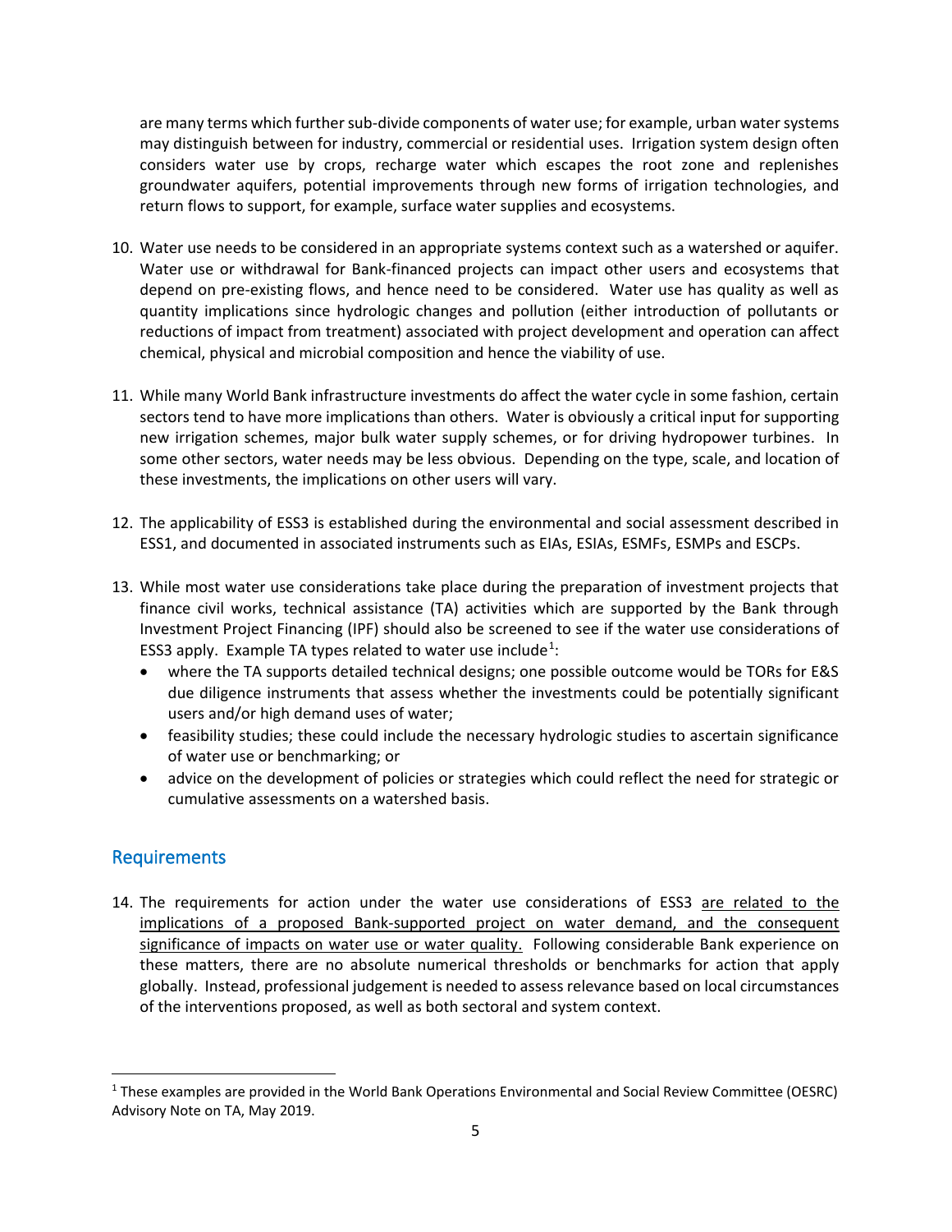are many terms which further sub-divide components of water use; for example, urban water systems may distinguish between for industry, commercial or residential uses. Irrigation system design often considers water use by crops, recharge water which escapes the root zone and replenishes groundwater aquifers, potential improvements through new forms of irrigation technologies, and return flows to support, for example, surface water supplies and ecosystems.

10. Water use needs to be considered in an appropriate systems context such as a watershed or aquifer. Water use or withdrawal for Bank-financed projects can impact other users and ecosystems that depend on pre-existing flows, and hence need to be considered. Water use has quality as well as quantity implications since hydrologic changes and pollution (either introduction of pollutants or reductions of impact from treatment) associated with project development and operation can affect chemical, physical and microbial composition and hence the viability of use.

11. While many World Bank infrastructure investments do affect the water cycle in some fashion, certain sectors tend to have more implications than others. Water is obviously a critical input for supporting new irrigation schemes, major bulk water supply schemes, or for driving hydropower turbines. In some other sectors, water needs may be less obvious. Depending on the type, scale, and location of these investments, the implications on other users will vary.

12. The applicability of ESS3 is established during the environmental and social assessment described in ESS1, and documented in associated instruments such as EIAs, ESIAs, ESMFs, ESMPs and ESCPs.

13. While most water use considerations take place during the preparation of investment projects that finance civil works, technical assistance (TA) activities which are supported by the Bank through Investment Project Financing (IPF) should also be screened to see if the water use considerations of ESS3 apply. Example TA types related to water use include[1]:
    - where the TA supports detailed technical designs; one possible outcome would be TORs for E&S due diligence instruments that assess whether the investments could be potentially significant users and/or high demand uses of water;
    - feasibility studies; these could include the necessary hydrologic studies to ascertain significance of water use or benchmarking; or
    - advice on the development of policies or strategies which could reflect the need for strategic or cumulative assessments on a watershed basis.

## Requirements

14. The requirements for action under the water use considerations of ESS3 are related to the implications of a proposed Bank-supported project on water demand, and the consequent significance of impacts on water use or water quality. Following considerable Bank experience on these matters, there are no absolute numerical thresholds or benchmarks for action that apply globally. Instead, professional judgement is needed to assess relevance based on local circumstances of the interventions proposed, as well as both sectoral and system context.

[1] These examples are provided in the World Bank Operations Environmental and Social Review Committee (OESRC) Advisory Note on TA, May 2019.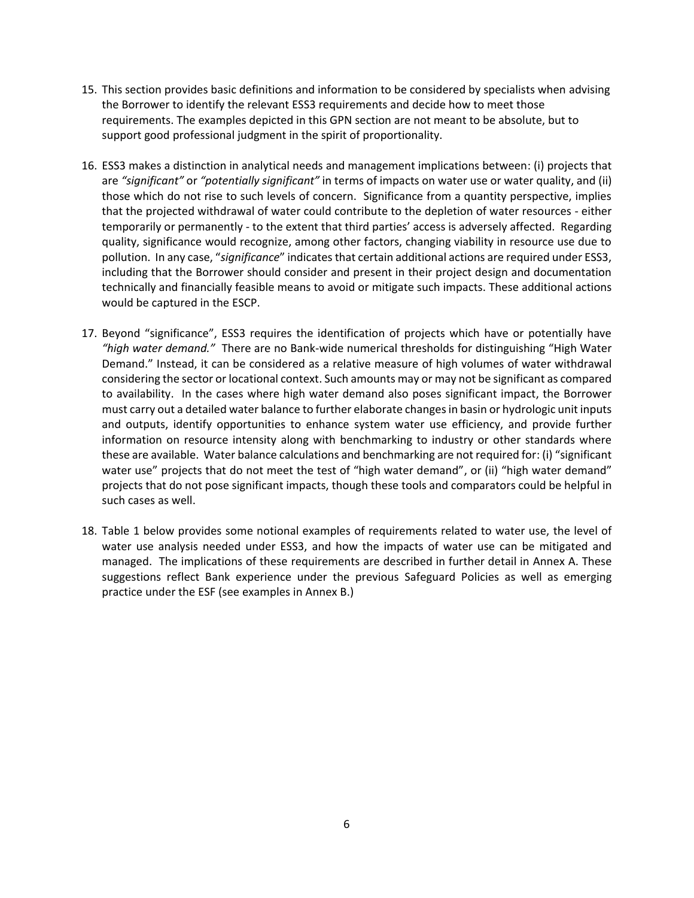15. This section provides basic definitions and information to be considered by specialists when advising the Borrower to identify the relevant ESS3 requirements and decide how to meet those requirements. The examples depicted in this GPN section are not meant to be absolute, but to support good professional judgment in the spirit of proportionality.

16. ESS3 makes a distinction in analytical needs and management implications between: (i) projects that are *"significant"* or *"potentially significant"* in terms of impacts on water use or water quality, and (ii) those which do not rise to such levels of concern. Significance from a quantity perspective, implies that the projected withdrawal of water could contribute to the depletion of water resources - either temporarily or permanently - to the extent that third parties' access is adversely affected. Regarding quality, significance would recognize, among other factors, changing viability in resource use due to pollution. In any case, "*significance*" indicates that certain additional actions are required under ESS3, including that the Borrower should consider and present in their project design and documentation technically and financially feasible means to avoid or mitigate such impacts. These additional actions would be captured in the ESCP.

17. Beyond "significance", ESS3 requires the identification of projects which have or potentially have *"high water demand."* There are no Bank-wide numerical thresholds for distinguishing "High Water Demand." Instead, it can be considered as a relative measure of high volumes of water withdrawal considering the sector or locational context. Such amounts may or may not be significant as compared to availability. In the cases where high water demand also poses significant impact, the Borrower must carry out a detailed water balance to further elaborate changes in basin or hydrologic unit inputs and outputs, identify opportunities to enhance system water use efficiency, and provide further information on resource intensity along with benchmarking to industry or other standards where these are available. Water balance calculations and benchmarking are not required for: (i) "significant water use" projects that do not meet the test of "high water demand", or (ii) "high water demand" projects that do not pose significant impacts, though these tools and comparators could be helpful in such cases as well.

18. Table 1 below provides some notional examples of requirements related to water use, the level of water use analysis needed under ESS3, and how the impacts of water use can be mitigated and managed. The implications of these requirements are described in further detail in Annex A. These suggestions reflect Bank experience under the previous Safeguard Policies as well as emerging practice under the ESF (see examples in Annex B.)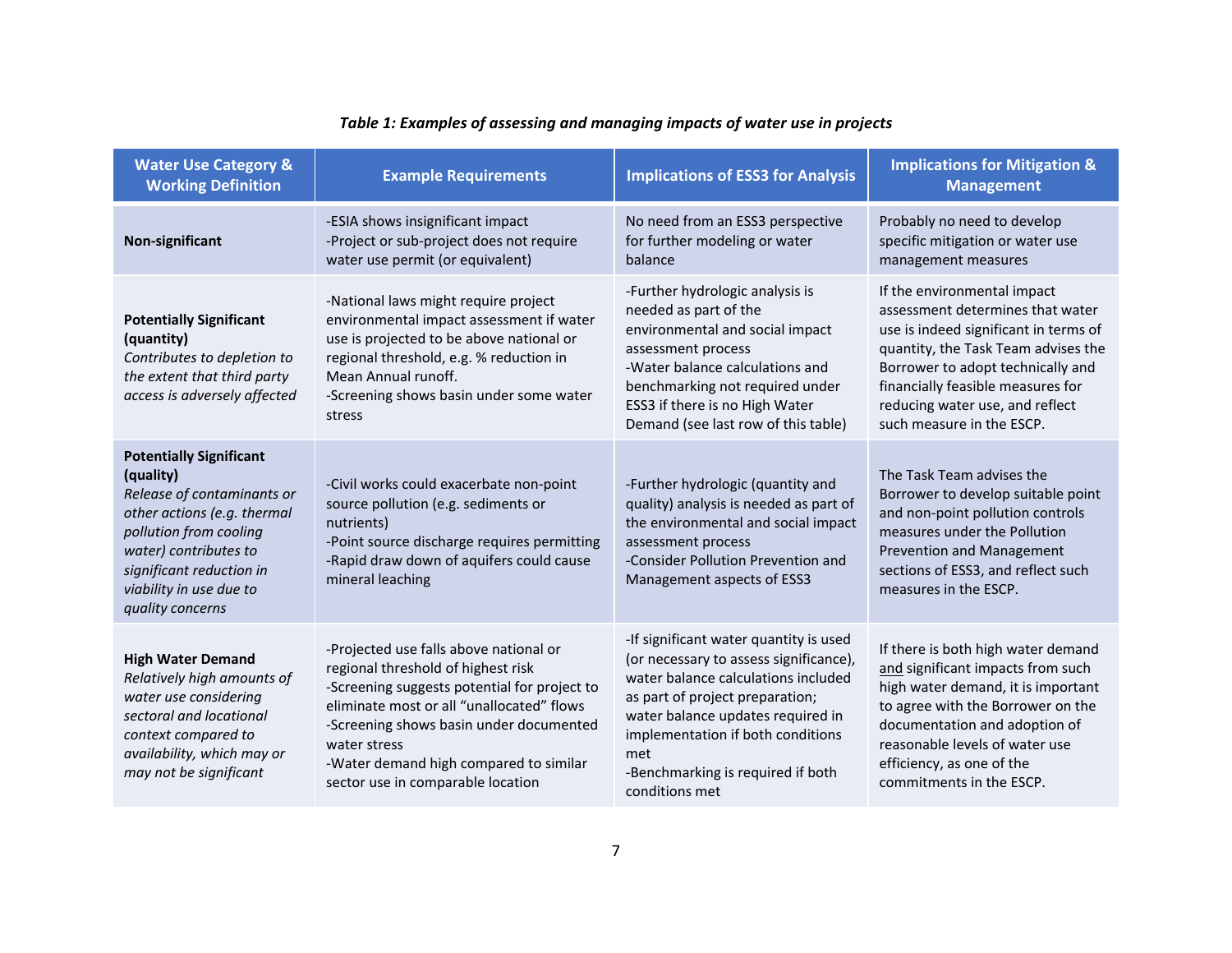***Table 1: Examples of assessing and managing impacts of water use in projects***

| Water Use Category & Working Definition | Example Requirements | Implications of ESS3 for Analysis | Implications for Mitigation & Management |
|---|---|---|---|
| **Non-significant** | -ESIA shows insignificant impact<br>-Project or sub-project does not require water use permit (or equivalent) | No need from an ESS3 perspective for further modeling or water balance | Probably no need to develop specific mitigation or water use management measures |
| **Potentially Significant (quantity)**<br>*Contributes to depletion to the extent that third party access is adversely affected* | -National laws might require project environmental impact assessment if water use is projected to be above national or regional threshold, e.g. % reduction in Mean Annual runoff.<br>-Screening shows basin under some water stress | -Further hydrologic analysis is needed as part of the environmental and social impact assessment process<br>-Water balance calculations and benchmarking not required under ESS3 if there is no High Water Demand (see last row of this table) | If the environmental impact assessment determines that water use is indeed significant in terms of quantity, the Task Team advises the Borrower to adopt technically and financially feasible measures for reducing water use, and reflect such measure in the ESCP. |
| **Potentially Significant (quality)**<br>*Release of contaminants or other actions (e.g. thermal pollution from cooling water) contributes to significant reduction in viability in use due to quality concerns* | -Civil works could exacerbate non-point source pollution (e.g. sediments or nutrients)<br>-Point source discharge requires permitting<br>-Rapid draw down of aquifers could cause mineral leaching | -Further hydrologic (quantity and quality) analysis is needed as part of the environmental and social impact assessment process<br>-Consider Pollution Prevention and Management aspects of ESS3 | The Task Team advises the Borrower to develop suitable point and non-point pollution controls measures under the Pollution Prevention and Management sections of ESS3, and reflect such measures in the ESCP. |
| **High Water Demand**<br>*Relatively high amounts of water use considering sectoral and locational context compared to availability, which may or may not be significant* | -Projected use falls above national or regional threshold of highest risk<br>-Screening suggests potential for project to eliminate most or all "unallocated" flows<br>-Screening shows basin under documented water stress<br>-Water demand high compared to similar sector use in comparable location | -If significant water quantity is used (or necessary to assess significance), water balance calculations included as part of project preparation; water balance updates required in implementation if both conditions met<br>-Benchmarking is required if both conditions met | If there is both high water demand and significant impacts from such high water demand, it is important to agree with the Borrower on the documentation and adoption of reasonable levels of water use efficiency, as one of the commitments in the ESCP. |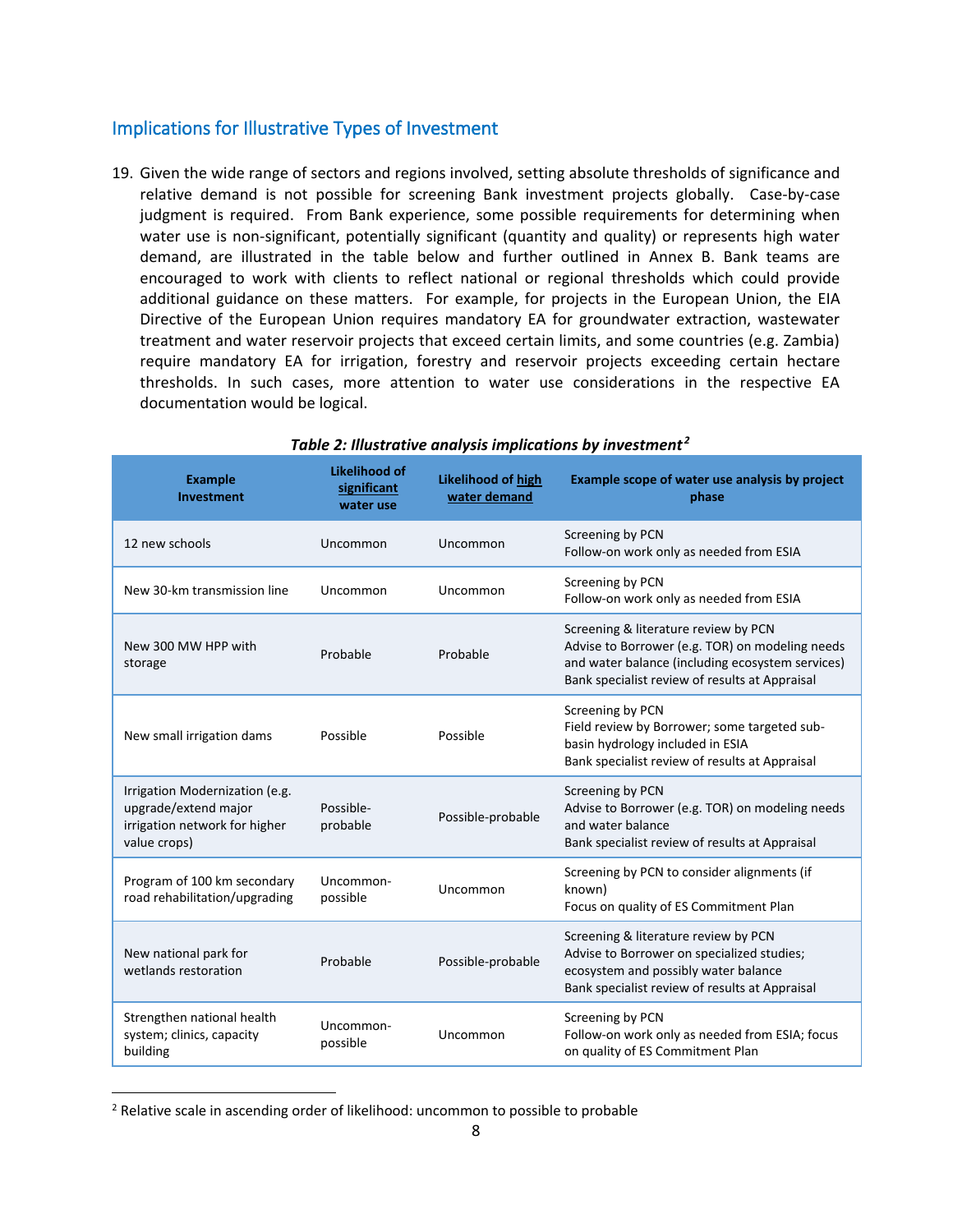## Implications for Illustrative Types of Investment

19. Given the wide range of sectors and regions involved, setting absolute thresholds of significance and relative demand is not possible for screening Bank investment projects globally. Case-by-case judgment is required. From Bank experience, some possible requirements for determining when water use is non-significant, potentially significant (quantity and quality) or represents high water demand, are illustrated in the table below and further outlined in Annex B. Bank teams are encouraged to work with clients to reflect national or regional thresholds which could provide additional guidance on these matters. For example, for projects in the European Union, the EIA Directive of the European Union requires mandatory EA for groundwater extraction, wastewater treatment and water reservoir projects that exceed certain limits, and some countries (e.g. Zambia) require mandatory EA for irrigation, forestry and reservoir projects exceeding certain hectare thresholds. In such cases, more attention to water use considerations in the respective EA documentation would be logical.

***Table 2: Illustrative analysis implications by investment[2]***

| Example Investment | Likelihood of significant water use | Likelihood of high water demand | Example scope of water use analysis by project phase |
|---|---|---|---|
| 12 new schools | Uncommon | Uncommon | Screening by PCN<br>Follow-on work only as needed from ESIA |
| New 30-km transmission line | Uncommon | Uncommon | Screening by PCN<br>Follow-on work only as needed from ESIA |
| New 300 MW HPP with storage | Probable | Probable | Screening & literature review by PCN<br>Advise to Borrower (e.g. TOR) on modeling needs and water balance (including ecosystem services)<br>Bank specialist review of results at Appraisal |
| New small irrigation dams | Possible | Possible | Screening by PCN<br>Field review by Borrower; some targeted sub-basin hydrology included in ESIA<br>Bank specialist review of results at Appraisal |
| Irrigation Modernization (e.g. upgrade/extend major irrigation network for higher value crops) | Possible-probable | Possible-probable | Screening by PCN<br>Advise to Borrower (e.g. TOR) on modeling needs and water balance<br>Bank specialist review of results at Appraisal |
| Program of 100 km secondary road rehabilitation/upgrading | Uncommon-possible | Uncommon | Screening by PCN to consider alignments (if known)<br>Focus on quality of ES Commitment Plan |
| New national park for wetlands restoration | Probable | Possible-probable | Screening & literature review by PCN<br>Advise to Borrower on specialized studies; ecosystem and possibly water balance<br>Bank specialist review of results at Appraisal |
| Strengthen national health system; clinics, capacity building | Uncommon-possible | Uncommon | Screening by PCN<br>Follow-on work only as needed from ESIA; focus on quality of ES Commitment Plan |

[2] Relative scale in ascending order of likelihood: uncommon to possible to probable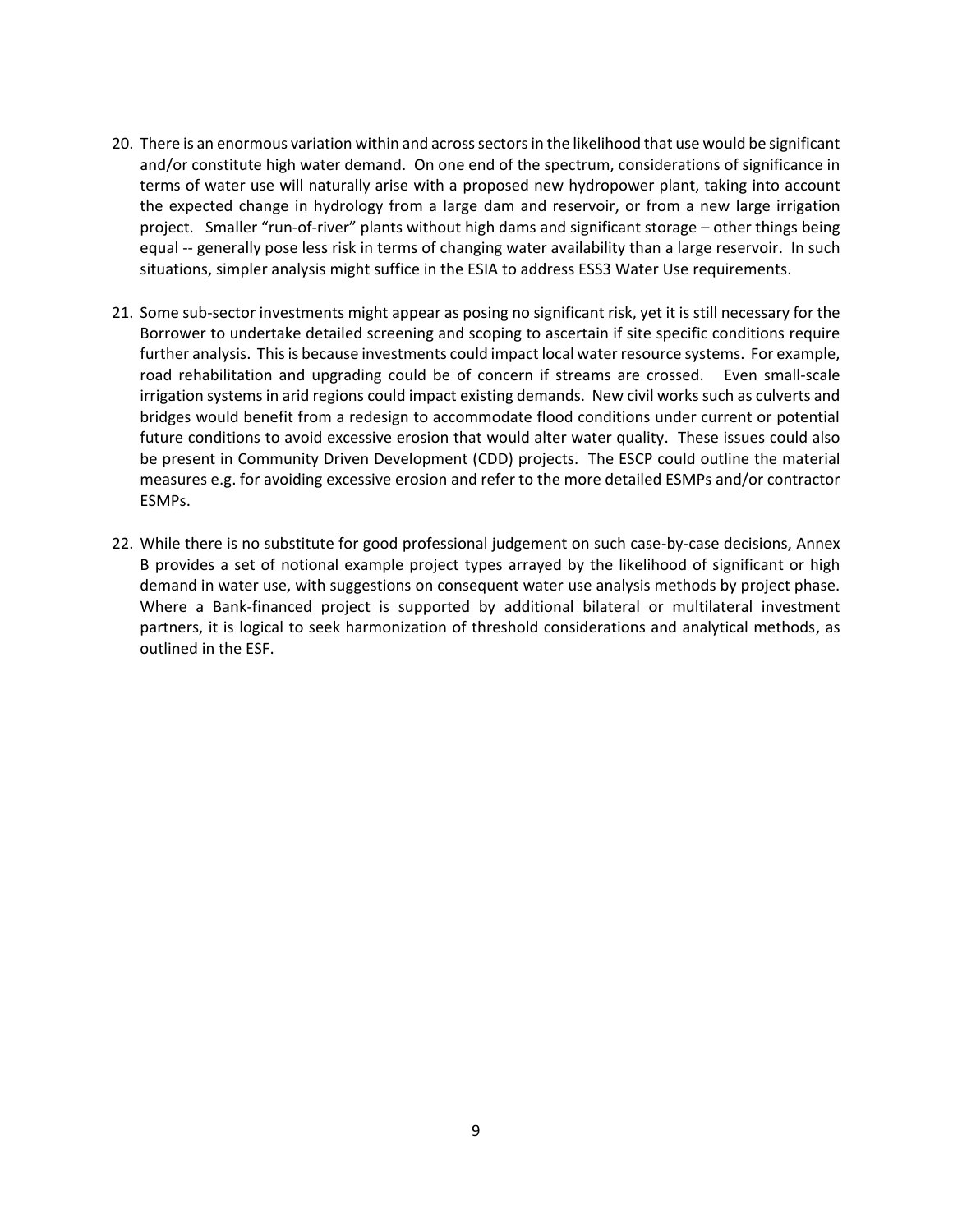20. There is an enormous variation within and across sectors in the likelihood that use would be significant and/or constitute high water demand. On one end of the spectrum, considerations of significance in terms of water use will naturally arise with a proposed new hydropower plant, taking into account the expected change in hydrology from a large dam and reservoir, or from a new large irrigation project. Smaller "run-of-river" plants without high dams and significant storage – other things being equal -- generally pose less risk in terms of changing water availability than a large reservoir. In such situations, simpler analysis might suffice in the ESIA to address ESS3 Water Use requirements.

21. Some sub-sector investments might appear as posing no significant risk, yet it is still necessary for the Borrower to undertake detailed screening and scoping to ascertain if site specific conditions require further analysis. This is because investments could impact local water resource systems. For example, road rehabilitation and upgrading could be of concern if streams are crossed. Even small-scale irrigation systems in arid regions could impact existing demands. New civil works such as culverts and bridges would benefit from a redesign to accommodate flood conditions under current or potential future conditions to avoid excessive erosion that would alter water quality. These issues could also be present in Community Driven Development (CDD) projects. The ESCP could outline the material measures e.g. for avoiding excessive erosion and refer to the more detailed ESMPs and/or contractor ESMPs.

22. While there is no substitute for good professional judgement on such case-by-case decisions, Annex B provides a set of notional example project types arrayed by the likelihood of significant or high demand in water use, with suggestions on consequent water use analysis methods by project phase. Where a Bank-financed project is supported by additional bilateral or multilateral investment partners, it is logical to seek harmonization of threshold considerations and analytical methods, as outlined in the ESF.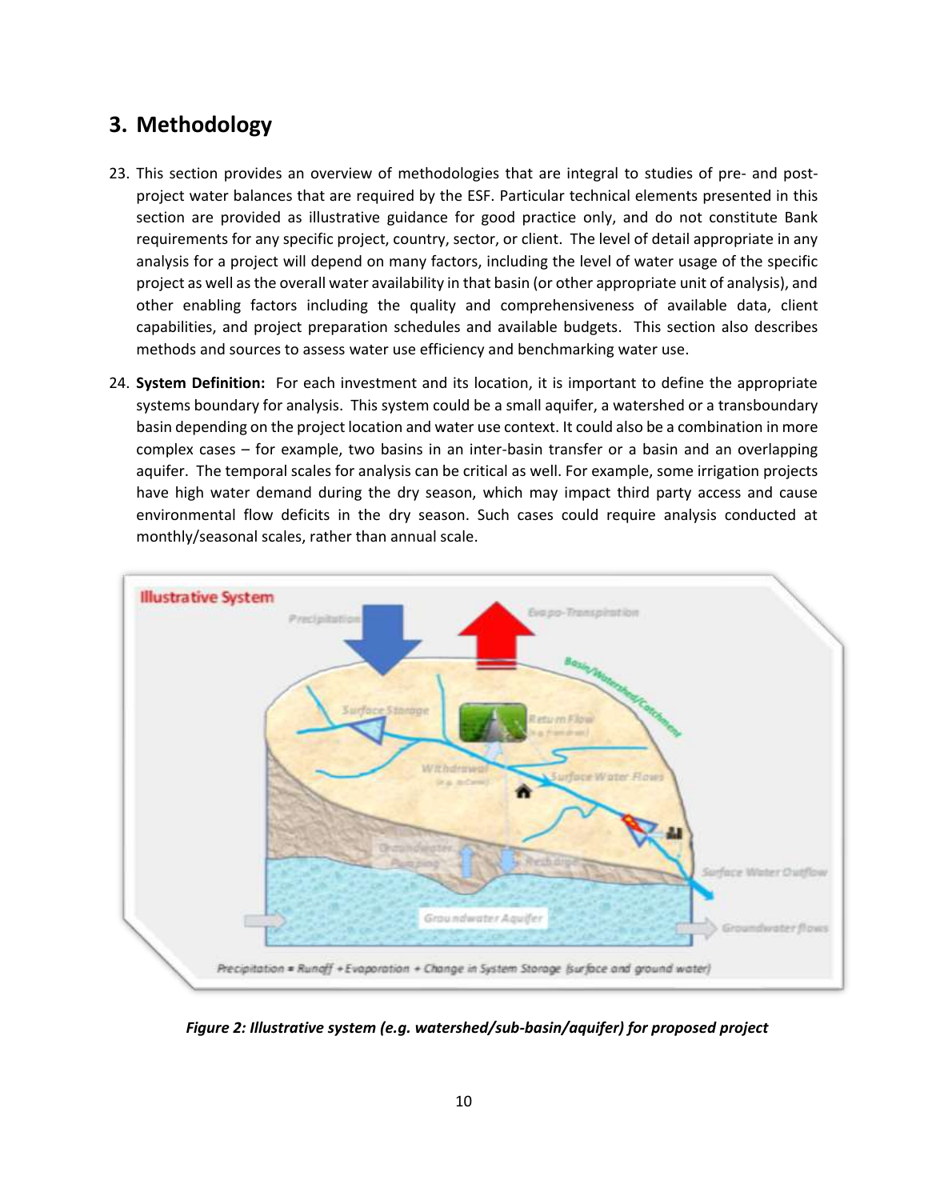## 3. Methodology

23. This section provides an overview of methodologies that are integral to studies of pre- and post-project water balances that are required by the ESF. Particular technical elements presented in this section are provided as illustrative guidance for good practice only, and do not constitute Bank requirements for any specific project, country, sector, or client. The level of detail appropriate in any analysis for a project will depend on many factors, including the level of water usage of the specific project as well as the overall water availability in that basin (or other appropriate unit of analysis), and other enabling factors including the quality and comprehensiveness of available data, client capabilities, and project preparation schedules and available budgets. This section also describes methods and sources to assess water use efficiency and benchmarking water use.

24. **System Definition:** For each investment and its location, it is important to define the appropriate systems boundary for analysis. This system could be a small aquifer, a watershed or a transboundary basin depending on the project location and water use context. It could also be a combination in more complex cases – for example, two basins in an inter-basin transfer or a basin and an overlapping aquifer. The temporal scales for analysis can be critical as well. For example, some irrigation projects have high water demand during the dry season, which may impact third party access and cause environmental flow deficits in the dry season. Such cases could require analysis conducted at monthly/seasonal scales, rather than annual scale.

***Figure 2: Illustrative system (e.g. watershed/sub-basin/aquifer) for proposed project***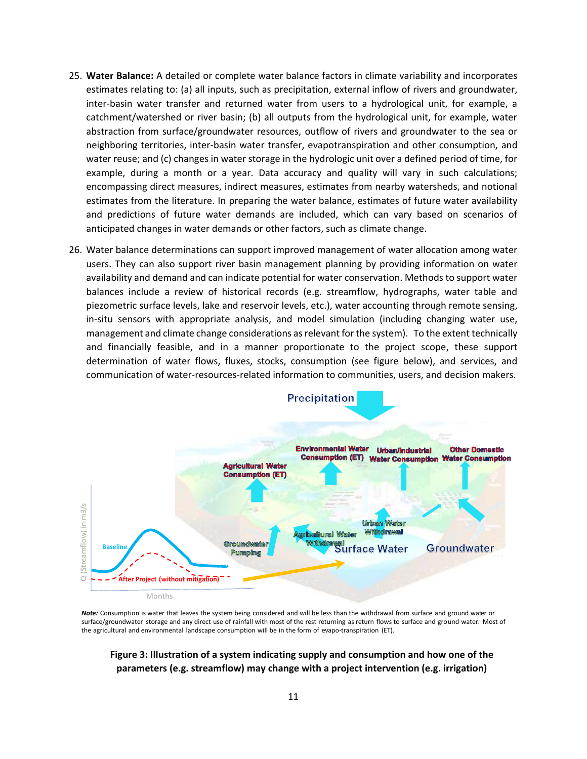25. **Water Balance:** A detailed or complete water balance factors in climate variability and incorporates estimates relating to: (a) all inputs, such as precipitation, external inflow of rivers and groundwater, inter-basin water transfer and returned water from users to a hydrological unit, for example, a catchment/watershed or river basin; (b) all outputs from the hydrological unit, for example, water abstraction from surface/groundwater resources, outflow of rivers and groundwater to the sea or neighboring territories, inter-basin water transfer, evapotranspiration and other consumption, and water reuse; and (c) changes in water storage in the hydrologic unit over a defined period of time, for example, during a month or a year. Data accuracy and quality will vary in such calculations; encompassing direct measures, indirect measures, estimates from nearby watersheds, and notional estimates from the literature. In preparing the water balance, estimates of future water availability and predictions of future water demands are included, which can vary based on scenarios of anticipated changes in water demands or other factors, such as climate change.

26. Water balance determinations can support improved management of water allocation among water users. They can also support river basin management planning by providing information on water availability and demand and can indicate potential for water conservation. Methods to support water balances include a review of historical records (e.g. streamflow, hydrographs, water table and piezometric surface levels, lake and reservoir levels, etc.), water accounting through remote sensing, in-situ sensors with appropriate analysis, and model simulation (including changing water use, management and climate change considerations as relevant for the system). To the extent technically and financially feasible, and in a manner proportionate to the project scope, these support determination of water flows, fluxes, stocks, consumption (see figure below), and services, and communication of water-resources-related information to communities, users, and decision makers.

*Note:* Consumption is water that leaves the system being considered and will be less than the withdrawal from surface and ground water or surface/groundwater storage and any direct use of rainfall with most of the rest returning as return flows to surface and ground water. Most of the agricultural and environmental landscape consumption will be in the form of evapo-transpiration (ET).

**Figure 3: Illustration of a system indicating supply and consumption and how one of the parameters (e.g. streamflow) may change with a project intervention (e.g. irrigation)**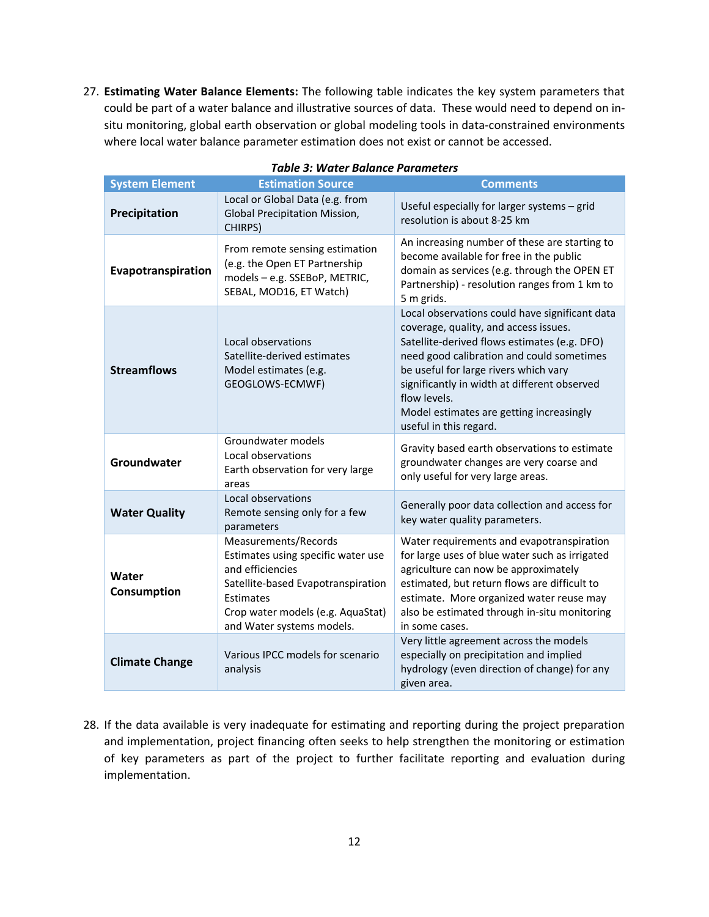27. **Estimating Water Balance Elements:** The following table indicates the key system parameters that could be part of a water balance and illustrative sources of data. These would need to depend on in-situ monitoring, global earth observation or global modeling tools in data-constrained environments where local water balance parameter estimation does not exist or cannot be accessed.

***Table 3: Water Balance Parameters***

| System Element | Estimation Source | Comments |
|---|---|---|
| **Precipitation** | Local or Global Data (e.g. from Global Precipitation Mission, CHIRPS) | Useful especially for larger systems – grid resolution is about 8-25 km |
| **Evapotranspiration** | From remote sensing estimation (e.g. the Open ET Partnership models – e.g. SSEBoP, METRIC, SEBAL, MOD16, ET Watch) | An increasing number of these are starting to become available for free in the public domain as services (e.g. through the OPEN ET Partnership) - resolution ranges from 1 km to 5 m grids. |
| **Streamflows** | Local observations<br>Satellite-derived estimates<br>Model estimates (e.g. GEOGLOWS-ECMWF) | Local observations could have significant data coverage, quality, and access issues.<br>Satellite-derived flows estimates (e.g. DFO) need good calibration and could sometimes be useful for large rivers which vary significantly in width at different observed flow levels.<br>Model estimates are getting increasingly useful in this regard. |
| **Groundwater** | Groundwater models<br>Local observations<br>Earth observation for very large areas | Gravity based earth observations to estimate groundwater changes are very coarse and only useful for very large areas. |
| **Water Quality** | Local observations<br>Remote sensing only for a few parameters | Generally poor data collection and access for key water quality parameters. |
| **Water Consumption** | Measurements/Records<br>Estimates using specific water use and efficiencies<br>Satellite-based Evapotranspiration Estimates<br>Crop water models (e.g. AquaStat) and Water systems models. | Water requirements and evapotranspiration for large uses of blue water such as irrigated agriculture can now be approximately estimated, but return flows are difficult to estimate. More organized water reuse may also be estimated through in-situ monitoring in some cases. |
| **Climate Change** | Various IPCC models for scenario analysis | Very little agreement across the models especially on precipitation and implied hydrology (even direction of change) for any given area. |

28. If the data available is very inadequate for estimating and reporting during the project preparation and implementation, project financing often seeks to help strengthen the monitoring or estimation of key parameters as part of the project to further facilitate reporting and evaluation during implementation.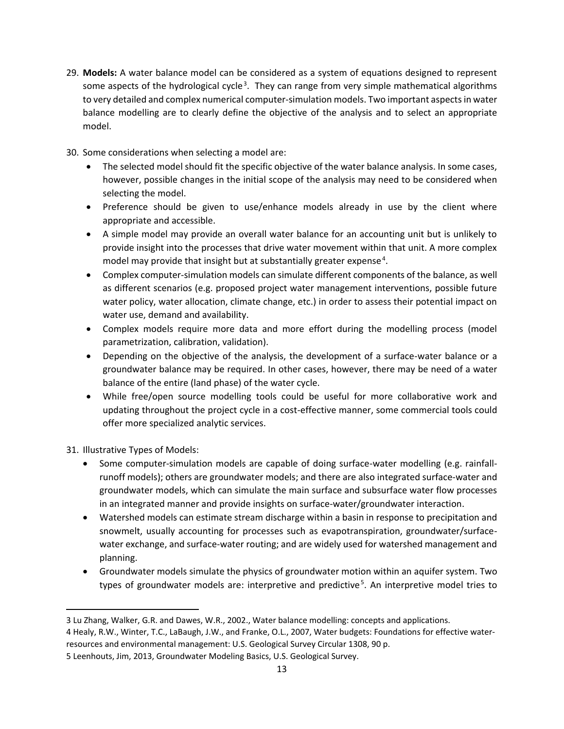29. **Models:** A water balance model can be considered as a system of equations designed to represent some aspects of the hydrological cycle[3]. They can range from very simple mathematical algorithms to very detailed and complex numerical computer-simulation models. Two important aspects in water balance modelling are to clearly define the objective of the analysis and to select an appropriate model.

30. Some considerations when selecting a model are:
    - The selected model should fit the specific objective of the water balance analysis. In some cases, however, possible changes in the initial scope of the analysis may need to be considered when selecting the model.
    - Preference should be given to use/enhance models already in use by the client where appropriate and accessible.
    - A simple model may provide an overall water balance for an accounting unit but is unlikely to provide insight into the processes that drive water movement within that unit. A more complex model may provide that insight but at substantially greater expense[4].
    - Complex computer-simulation models can simulate different components of the balance, as well as different scenarios (e.g. proposed project water management interventions, possible future water policy, water allocation, climate change, etc.) in order to assess their potential impact on water use, demand and availability.
    - Complex models require more data and more effort during the modelling process (model parametrization, calibration, validation).
    - Depending on the objective of the analysis, the development of a surface-water balance or a groundwater balance may be required. In other cases, however, there may be need of a water balance of the entire (land phase) of the water cycle.
    - While free/open source modelling tools could be useful for more collaborative work and updating throughout the project cycle in a cost-effective manner, some commercial tools could offer more specialized analytic services.

31. Illustrative Types of Models:
    - Some computer-simulation models are capable of doing surface-water modelling (e.g. rainfall-runoff models); others are groundwater models; and there are also integrated surface-water and groundwater models, which can simulate the main surface and subsurface water flow processes in an integrated manner and provide insights on surface-water/groundwater interaction.
    - Watershed models can estimate stream discharge within a basin in response to precipitation and snowmelt, usually accounting for processes such as evapotranspiration, groundwater/surface-water exchange, and surface-water routing; and are widely used for watershed management and planning.
    - Groundwater models simulate the physics of groundwater motion within an aquifer system. Two types of groundwater models are: interpretive and predictive[5]. An interpretive model tries to

---

3 Lu Zhang, Walker, G.R. and Dawes, W.R., 2002., Water balance modelling: concepts and applications.

4 Healy, R.W., Winter, T.C., LaBaugh, J.W., and Franke, O.L., 2007, Water budgets: Foundations for effective water-resources and environmental management: U.S. Geological Survey Circular 1308, 90 p.

5 Leenhouts, Jim, 2013, Groundwater Modeling Basics, U.S. Geological Survey.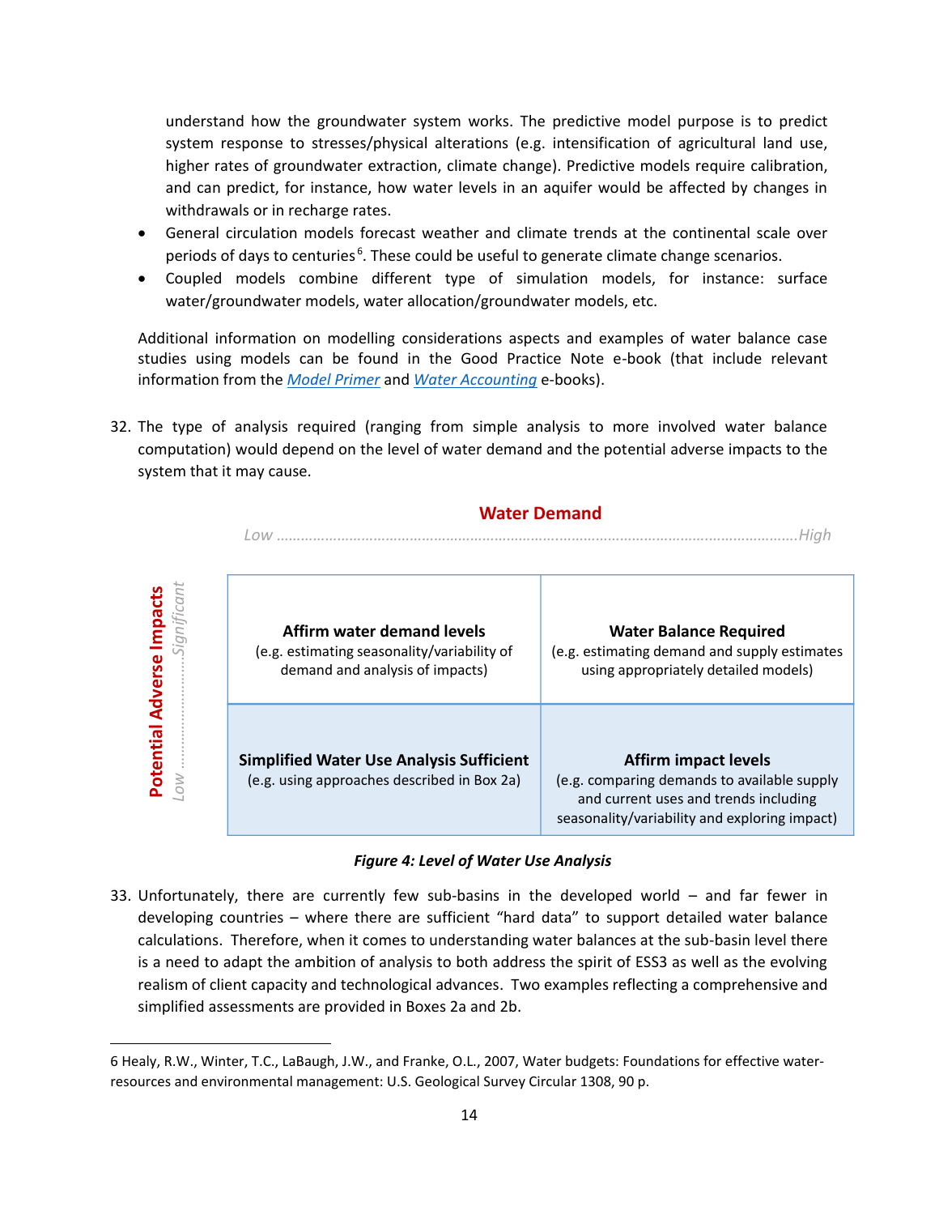understand how the groundwater system works. The predictive model purpose is to predict system response to stresses/physical alterations (e.g. intensification of agricultural land use, higher rates of groundwater extraction, climate change). Predictive models require calibration, and can predict, for instance, how water levels in an aquifer would be affected by changes in withdrawals or in recharge rates.

- General circulation models forecast weather and climate trends at the continental scale over periods of days to centuries[6]. These could be useful to generate climate change scenarios.
- Coupled models combine different type of simulation models, for instance: surface water/groundwater models, water allocation/groundwater models, etc.

Additional information on modelling considerations aspects and examples of water balance case studies using models can be found in the Good Practice Note e-book (that include relevant information from the [Model Primer]() and [Water Accounting]() e-books).

32. The type of analysis required (ranging from simple analysis to more involved water balance computation) would depend on the level of water demand and the potential adverse impacts to the system that it may cause.

**Water Demand** (Low ........ High)

**Potential Adverse Impacts** (Low ........ Significant)

| Potential Adverse Impacts \ Water Demand | Low | High |
| --- | --- | --- |
| Significant | **Affirm water demand levels** (e.g. estimating seasonality/variability of demand and analysis of impacts) | **Water Balance Required** (e.g. estimating demand and supply estimates using appropriately detailed models) |
| Low | **Simplified Water Use Analysis Sufficient** (e.g. using approaches described in Box 2a) | **Affirm impact levels** (e.g. comparing demands to available supply and current uses and trends including seasonality/variability and exploring impact) |

***Figure 4: Level of Water Use Analysis***

33. Unfortunately, there are currently few sub-basins in the developed world – and far fewer in developing countries – where there are sufficient "hard data" to support detailed water balance calculations. Therefore, when it comes to understanding water balances at the sub-basin level there is a need to adapt the ambition of analysis to both address the spirit of ESS3 as well as the evolving realism of client capacity and technological advances. Two examples reflecting a comprehensive and simplified assessments are provided in Boxes 2a and 2b.

---

6 Healy, R.W., Winter, T.C., LaBaugh, J.W., and Franke, O.L., 2007, Water budgets: Foundations for effective water-resources and environmental management: U.S. Geological Survey Circular 1308, 90 p.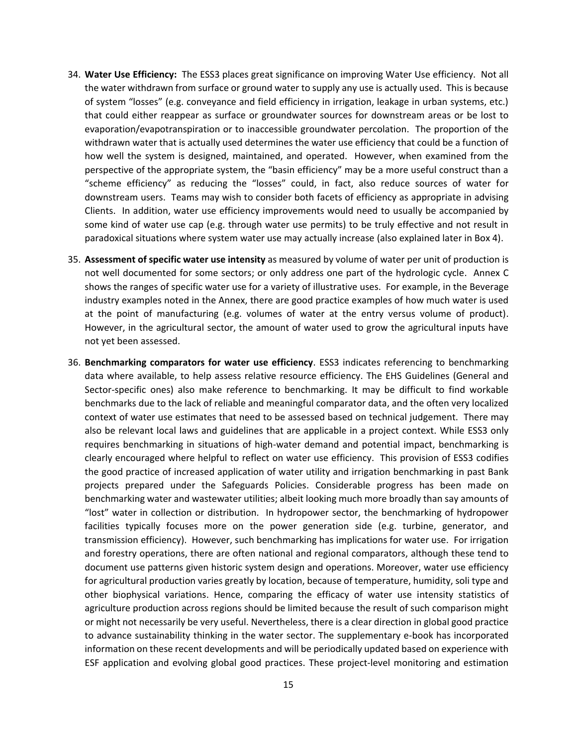34. **Water Use Efficiency:** The ESS3 places great significance on improving Water Use efficiency. Not all the water withdrawn from surface or ground water to supply any use is actually used. This is because of system "losses" (e.g. conveyance and field efficiency in irrigation, leakage in urban systems, etc.) that could either reappear as surface or groundwater sources for downstream areas or be lost to evaporation/evapotranspiration or to inaccessible groundwater percolation. The proportion of the withdrawn water that is actually used determines the water use efficiency that could be a function of how well the system is designed, maintained, and operated. However, when examined from the perspective of the appropriate system, the "basin efficiency" may be a more useful construct than a "scheme efficiency" as reducing the "losses" could, in fact, also reduce sources of water for downstream users. Teams may wish to consider both facets of efficiency as appropriate in advising Clients. In addition, water use efficiency improvements would need to usually be accompanied by some kind of water use cap (e.g. through water use permits) to be truly effective and not result in paradoxical situations where system water use may actually increase (also explained later in Box 4).

35. **Assessment of specific water use intensity** as measured by volume of water per unit of production is not well documented for some sectors; or only address one part of the hydrologic cycle. Annex C shows the ranges of specific water use for a variety of illustrative uses. For example, in the Beverage industry examples noted in the Annex, there are good practice examples of how much water is used at the point of manufacturing (e.g. volumes of water at the entry versus volume of product). However, in the agricultural sector, the amount of water used to grow the agricultural inputs have not yet been assessed.

36. **Benchmarking comparators for water use efficiency**. ESS3 indicates referencing to benchmarking data where available, to help assess relative resource efficiency. The EHS Guidelines (General and Sector-specific ones) also make reference to benchmarking. It may be difficult to find workable benchmarks due to the lack of reliable and meaningful comparator data, and the often very localized context of water use estimates that need to be assessed based on technical judgement. There may also be relevant local laws and guidelines that are applicable in a project context. While ESS3 only requires benchmarking in situations of high-water demand and potential impact, benchmarking is clearly encouraged where helpful to reflect on water use efficiency. This provision of ESS3 codifies the good practice of increased application of water utility and irrigation benchmarking in past Bank projects prepared under the Safeguards Policies. Considerable progress has been made on benchmarking water and wastewater utilities; albeit looking much more broadly than say amounts of "lost" water in collection or distribution. In hydropower sector, the benchmarking of hydropower facilities typically focuses more on the power generation side (e.g. turbine, generator, and transmission efficiency). However, such benchmarking has implications for water use. For irrigation and forestry operations, there are often national and regional comparators, although these tend to document use patterns given historic system design and operations. Moreover, water use efficiency for agricultural production varies greatly by location, because of temperature, humidity, soli type and other biophysical variations. Hence, comparing the efficacy of water use intensity statistics of agriculture production across regions should be limited because the result of such comparison might or might not necessarily be very useful. Nevertheless, there is a clear direction in global good practice to advance sustainability thinking in the water sector. The supplementary e-book has incorporated information on these recent developments and will be periodically updated based on experience with ESF application and evolving global good practices. These project-level monitoring and estimation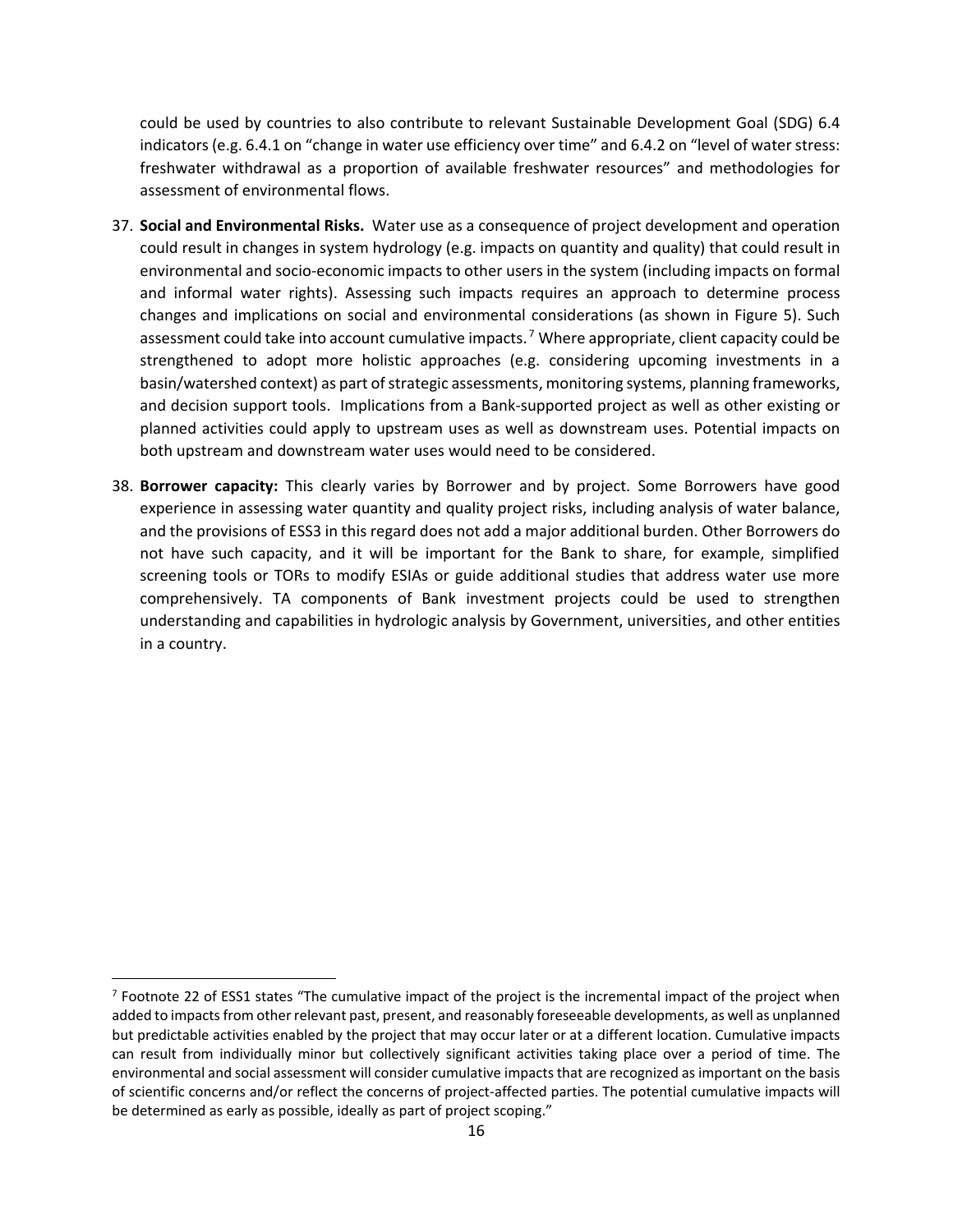could be used by countries to also contribute to relevant Sustainable Development Goal (SDG) 6.4 indicators (e.g. 6.4.1 on "change in water use efficiency over time" and 6.4.2 on "level of water stress: freshwater withdrawal as a proportion of available freshwater resources" and methodologies for assessment of environmental flows.

37. **Social and Environmental Risks.** Water use as a consequence of project development and operation could result in changes in system hydrology (e.g. impacts on quantity and quality) that could result in environmental and socio-economic impacts to other users in the system (including impacts on formal and informal water rights). Assessing such impacts requires an approach to determine process changes and implications on social and environmental considerations (as shown in Figure 5). Such assessment could take into account cumulative impacts.[7] Where appropriate, client capacity could be strengthened to adopt more holistic approaches (e.g. considering upcoming investments in a basin/watershed context) as part of strategic assessments, monitoring systems, planning frameworks, and decision support tools. Implications from a Bank-supported project as well as other existing or planned activities could apply to upstream uses as well as downstream uses. Potential impacts on both upstream and downstream water uses would need to be considered.

38. **Borrower capacity:** This clearly varies by Borrower and by project. Some Borrowers have good experience in assessing water quantity and quality project risks, including analysis of water balance, and the provisions of ESS3 in this regard does not add a major additional burden. Other Borrowers do not have such capacity, and it will be important for the Bank to share, for example, simplified screening tools or TORs to modify ESIAs or guide additional studies that address water use more comprehensively. TA components of Bank investment projects could be used to strengthen understanding and capabilities in hydrologic analysis by Government, universities, and other entities in a country.

[7] Footnote 22 of ESS1 states "The cumulative impact of the project is the incremental impact of the project when added to impacts from other relevant past, present, and reasonably foreseeable developments, as well as unplanned but predictable activities enabled by the project that may occur later or at a different location. Cumulative impacts can result from individually minor but collectively significant activities taking place over a period of time. The environmental and social assessment will consider cumulative impacts that are recognized as important on the basis of scientific concerns and/or reflect the concerns of project-affected parties. The potential cumulative impacts will be determined as early as possible, ideally as part of project scoping."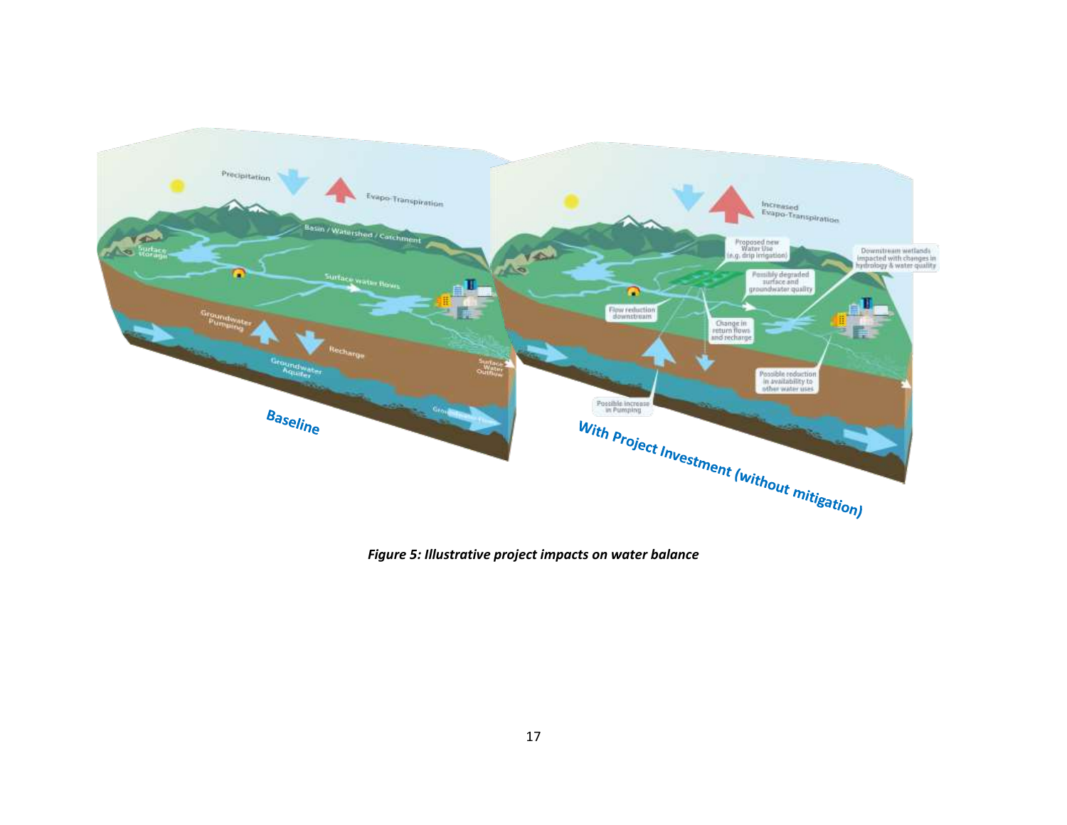*Figure 5: Illustrative project impacts on water balance*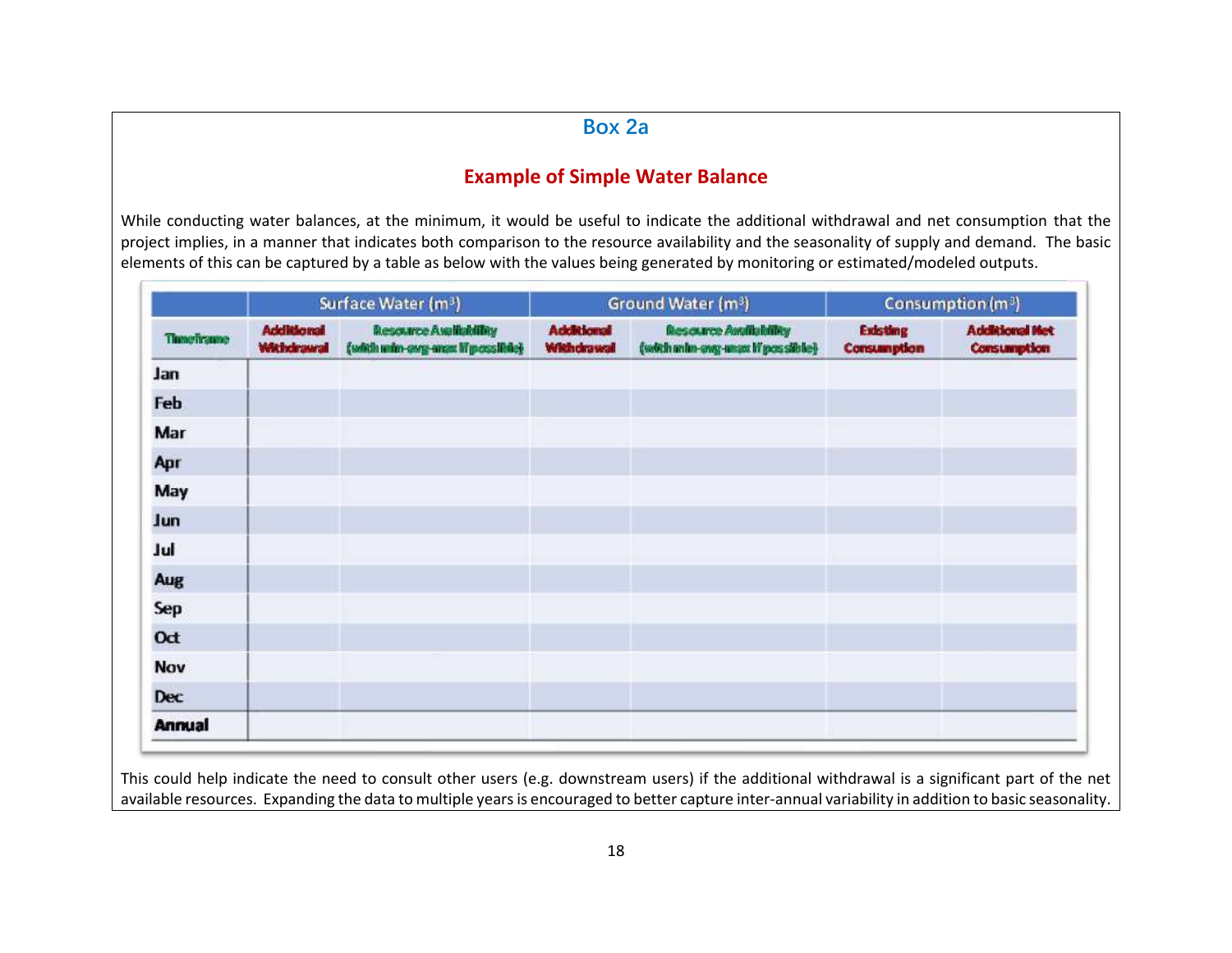## Box 2a

### Example of Simple Water Balance

While conducting water balances, at the minimum, it would be useful to indicate the additional withdrawal and net consumption that the project implies, in a manner that indicates both comparison to the resource availability and the seasonality of supply and demand. The basic elements of this can be captured by a table as below with the values being generated by monitoring or estimated/modeled outputs.

| | Surface Water ($m^3$) | | Ground Water ($m^3$) | | Consumption ($m^3$) | |
|---|---|---|---|---|---|---|
| Timeframe | Additional Withdrawal | Resource Availability (with min-avg-max if possible) | Additional Withdrawal | Resource Availability (with min-avg-max if possible) | Existing Consumption | Additional Net Consumption |
| Jan | | | | | | |
| Feb | | | | | | |
| Mar | | | | | | |
| Apr | | | | | | |
| May | | | | | | |
| Jun | | | | | | |
| Jul | | | | | | |
| Aug | | | | | | |
| Sep | | | | | | |
| Oct | | | | | | |
| Nov | | | | | | |
| Dec | | | | | | |
| Annual | | | | | | |

This could help indicate the need to consult other users (e.g. downstream users) if the additional withdrawal is a significant part of the net available resources. Expanding the data to multiple years is encouraged to better capture inter-annual variability in addition to basic seasonality.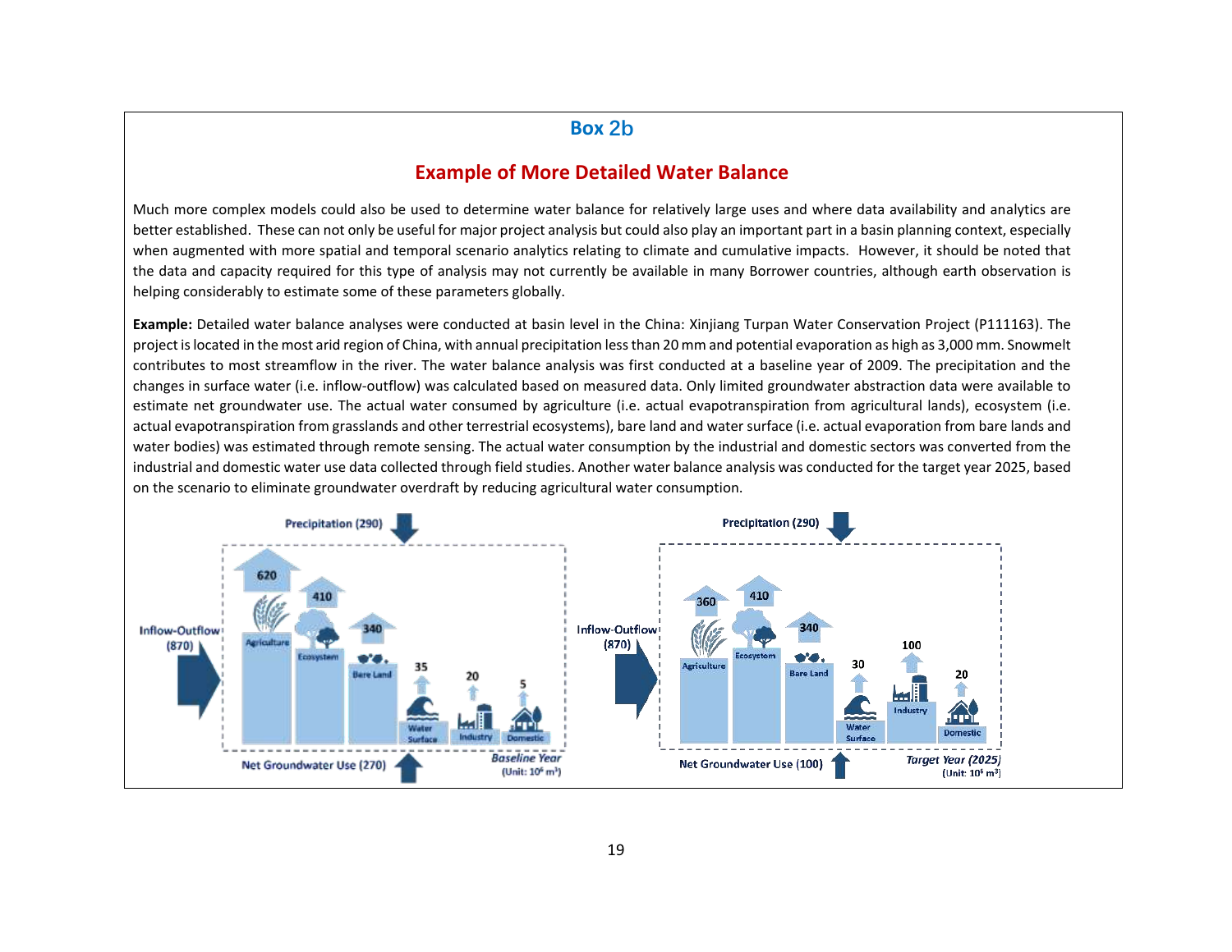## Box 2b

### Example of More Detailed Water Balance

Much more complex models could also be used to determine water balance for relatively large uses and where data availability and analytics are better established. These can not only be useful for major project analysis but could also play an important part in a basin planning context, especially when augmented with more spatial and temporal scenario analytics relating to climate and cumulative impacts. However, it should be noted that the data and capacity required for this type of analysis may not currently be available in many Borrower countries, although earth observation is helping considerably to estimate some of these parameters globally.

**Example:** Detailed water balance analyses were conducted at basin level in the China: Xinjiang Turpan Water Conservation Project (P111163). The project is located in the most arid region of China, with annual precipitation less than 20 mm and potential evaporation as high as 3,000 mm. Snowmelt contributes to most streamflow in the river. The water balance analysis was first conducted at a baseline year of 2009. The precipitation and the changes in surface water (i.e. inflow-outflow) was calculated based on measured data. Only limited groundwater abstraction data were available to estimate net groundwater use. The actual water consumed by agriculture (i.e. actual evapotranspiration from agricultural lands), ecosystem (i.e. actual evapotranspiration from grasslands and other terrestrial ecosystems), bare land and water surface (i.e. actual evaporation from bare lands and water bodies) was estimated through remote sensing. The actual water consumption by the industrial and domestic sectors was converted from the industrial and domestic water use data collected through field studies. Another water balance analysis was conducted for the target year 2025, based on the scenario to eliminate groundwater overdraft by reducing agricultural water consumption.

| | Baseline Year (Unit: $10^6$ $m^3$) | Target Year (2025) (Unit: $10^6$ $m^3$) |
|---|---|---|
| Precipitation | 290 | 290 |
| Inflow-Outflow | 870 | 870 |
| Net Groundwater Use | 270 | 100 |
| Agriculture | 620 | 360 |
| Ecosystem | 410 | 410 |
| Bare Land | 340 | 340 |
| Water Surface | 35 | 30 |
| Industry | 20 | 100 |
| Domestic | 5 | 20 |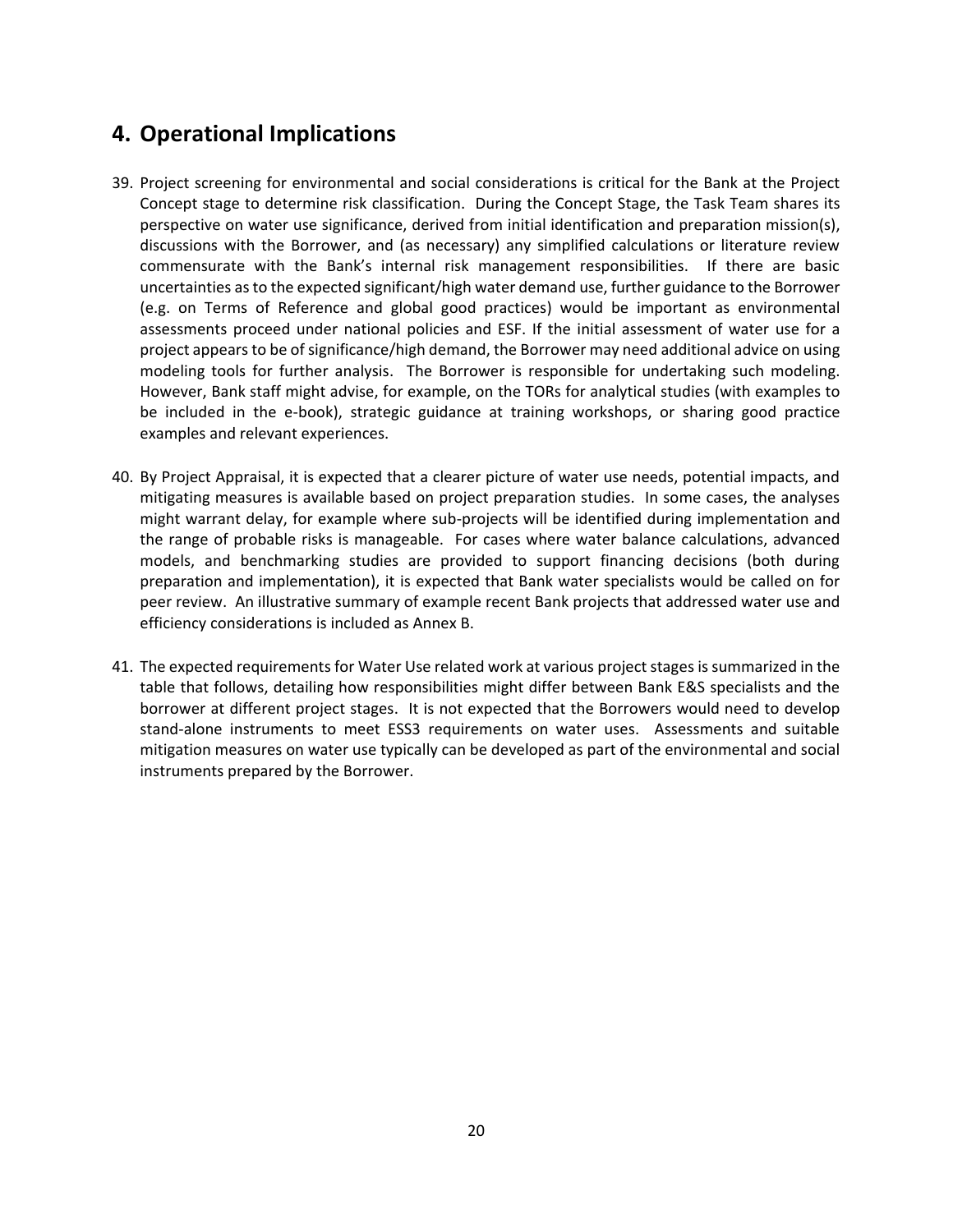## 4. Operational Implications

39. Project screening for environmental and social considerations is critical for the Bank at the Project Concept stage to determine risk classification. During the Concept Stage, the Task Team shares its perspective on water use significance, derived from initial identification and preparation mission(s), discussions with the Borrower, and (as necessary) any simplified calculations or literature review commensurate with the Bank's internal risk management responsibilities. If there are basic uncertainties as to the expected significant/high water demand use, further guidance to the Borrower (e.g. on Terms of Reference and global good practices) would be important as environmental assessments proceed under national policies and ESF. If the initial assessment of water use for a project appears to be of significance/high demand, the Borrower may need additional advice on using modeling tools for further analysis. The Borrower is responsible for undertaking such modeling. However, Bank staff might advise, for example, on the TORs for analytical studies (with examples to be included in the e-book), strategic guidance at training workshops, or sharing good practice examples and relevant experiences.

40. By Project Appraisal, it is expected that a clearer picture of water use needs, potential impacts, and mitigating measures is available based on project preparation studies. In some cases, the analyses might warrant delay, for example where sub-projects will be identified during implementation and the range of probable risks is manageable. For cases where water balance calculations, advanced models, and benchmarking studies are provided to support financing decisions (both during preparation and implementation), it is expected that Bank water specialists would be called on for peer review. An illustrative summary of example recent Bank projects that addressed water use and efficiency considerations is included as Annex B.

41. The expected requirements for Water Use related work at various project stages is summarized in the table that follows, detailing how responsibilities might differ between Bank E&S specialists and the borrower at different project stages. It is not expected that the Borrowers would need to develop stand-alone instruments to meet ESS3 requirements on water uses. Assessments and suitable mitigation measures on water use typically can be developed as part of the environmental and social instruments prepared by the Borrower.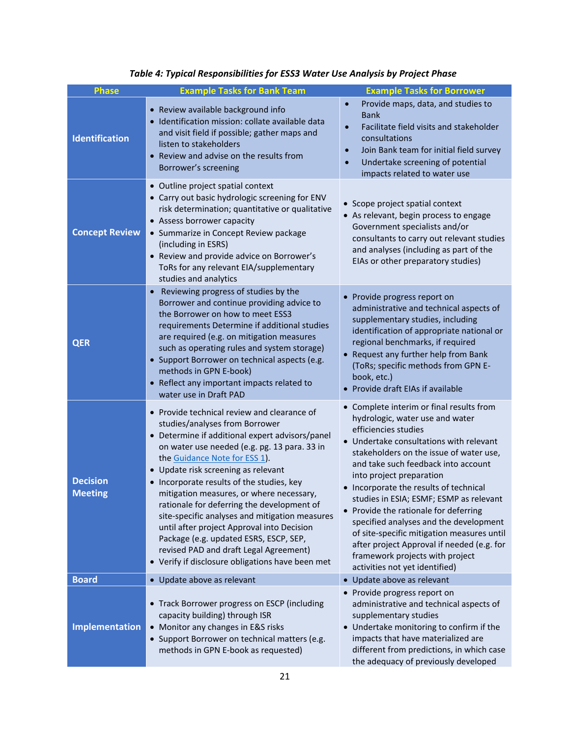*Table 4: Typical Responsibilities for ESS3 Water Use Analysis by Project Phase*

| Phase | Example Tasks for Bank Team | Example Tasks for Borrower |
|---|---|---|
| **Identification** | • Review available background info<br>• Identification mission: collate available data and visit field if possible; gather maps and listen to stakeholders<br>• Review and advise on the results from Borrower's screening | • Provide maps, data, and studies to Bank<br>• Facilitate field visits and stakeholder consultations<br>• Join Bank team for initial field survey<br>• Undertake screening of potential impacts related to water use |
| **Concept Review** | • Outline project spatial context<br>• Carry out basic hydrologic screening for ENV risk determination; quantitative or qualitative<br>• Assess borrower capacity<br>• Summarize in Concept Review package (including in ESRS)<br>• Review and provide advice on Borrower's ToRs for any relevant EIA/supplementary studies and analytics | • Scope project spatial context<br>• As relevant, begin process to engage Government specialists and/or consultants to carry out relevant studies and analyses (including as part of the EIAs or other preparatory studies) |
| **QER** | • Reviewing progress of studies by the Borrower and continue providing advice to the Borrower on how to meet ESS3 requirements Determine if additional studies are required (e.g. on mitigation measures such as operating rules and system storage)<br>• Support Borrower on technical aspects (e.g. methods in GPN E-book)<br>• Reflect any important impacts related to water use in Draft PAD | • Provide progress report on administrative and technical aspects of supplementary studies, including identification of appropriate national or regional benchmarks, if required<br>• Request any further help from Bank (ToRs; specific methods from GPN E-book, etc.)<br>• Provide draft EIAs if available |
| **Decision Meeting** | • Provide technical review and clearance of studies/analyses from Borrower<br>• Determine if additional expert advisors/panel on water use needed (e.g. pg. 13 para. 33 in the Guidance Note for ESS 1).<br>• Update risk screening as relevant<br>• Incorporate results of the studies, key mitigation measures, or where necessary, rationale for deferring the development of site-specific analyses and mitigation measures until after project Approval into Decision Package (e.g. updated ESRS, ESCP, SEP, revised PAD and draft Legal Agreement)<br>• Verify if disclosure obligations have been met | • Complete interim or final results from hydrologic, water use and water efficiencies studies<br>• Undertake consultations with relevant stakeholders on the issue of water use, and take such feedback into account into project preparation<br>• Incorporate the results of technical studies in ESIA; ESMF; ESMP as relevant<br>• Provide the rationale for deferring specified analyses and the development of site-specific mitigation measures until after project Approval if needed (e.g. for framework projects with project activities not yet identified) |
| **Board** | • Update above as relevant | • Update above as relevant |
| **Implementation** | • Track Borrower progress on ESCP (including capacity building) through ISR<br>• Monitor any changes in E&S risks<br>• Support Borrower on technical matters (e.g. methods in GPN E-book as requested) | • Provide progress report on administrative and technical aspects of supplementary studies<br>• Undertake monitoring to confirm if the impacts that have materialized are different from predictions, in which case the adequacy of previously developed |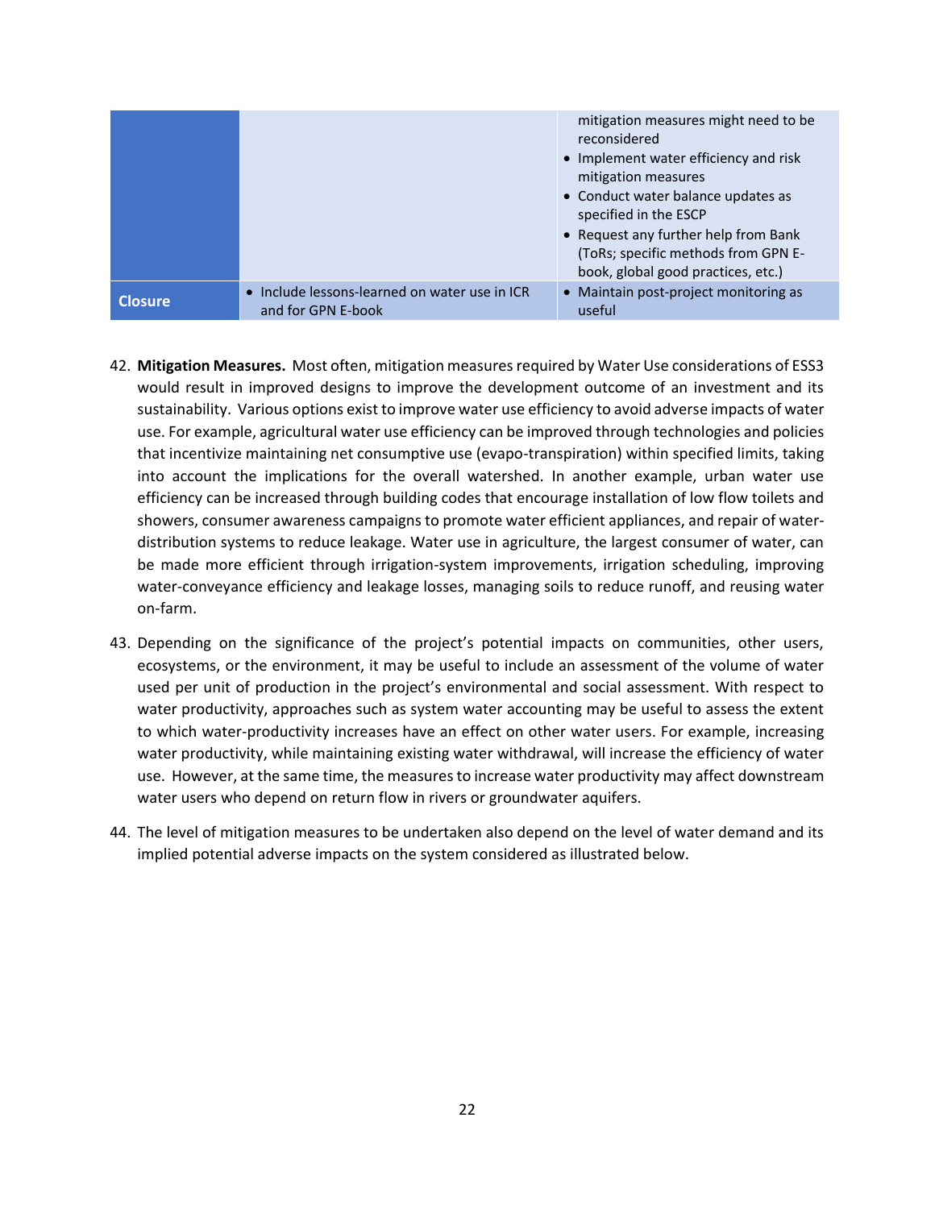| | | |
|---|---|---|
| | | mitigation measures might need to be reconsidered<br>• Implement water efficiency and risk mitigation measures<br>• Conduct water balance updates as specified in the ESCP<br>• Request any further help from Bank (ToRs; specific methods from GPN E-book, global good practices, etc.) |
| **Closure** | • Include lessons-learned on water use in ICR and for GPN E-book | • Maintain post-project monitoring as useful |

42. **Mitigation Measures.** Most often, mitigation measures required by Water Use considerations of ESS3 would result in improved designs to improve the development outcome of an investment and its sustainability. Various options exist to improve water use efficiency to avoid adverse impacts of water use. For example, agricultural water use efficiency can be improved through technologies and policies that incentivize maintaining net consumptive use (evapo-transpiration) within specified limits, taking into account the implications for the overall watershed. In another example, urban water use efficiency can be increased through building codes that encourage installation of low flow toilets and showers, consumer awareness campaigns to promote water efficient appliances, and repair of water-distribution systems to reduce leakage. Water use in agriculture, the largest consumer of water, can be made more efficient through irrigation-system improvements, irrigation scheduling, improving water-conveyance efficiency and leakage losses, managing soils to reduce runoff, and reusing water on-farm.

43. Depending on the significance of the project's potential impacts on communities, other users, ecosystems, or the environment, it may be useful to include an assessment of the volume of water used per unit of production in the project's environmental and social assessment. With respect to water productivity, approaches such as system water accounting may be useful to assess the extent to which water-productivity increases have an effect on other water users. For example, increasing water productivity, while maintaining existing water withdrawal, will increase the efficiency of water use. However, at the same time, the measures to increase water productivity may affect downstream water users who depend on return flow in rivers or groundwater aquifers.

44. The level of mitigation measures to be undertaken also depend on the level of water demand and its implied potential adverse impacts on the system considered as illustrated below.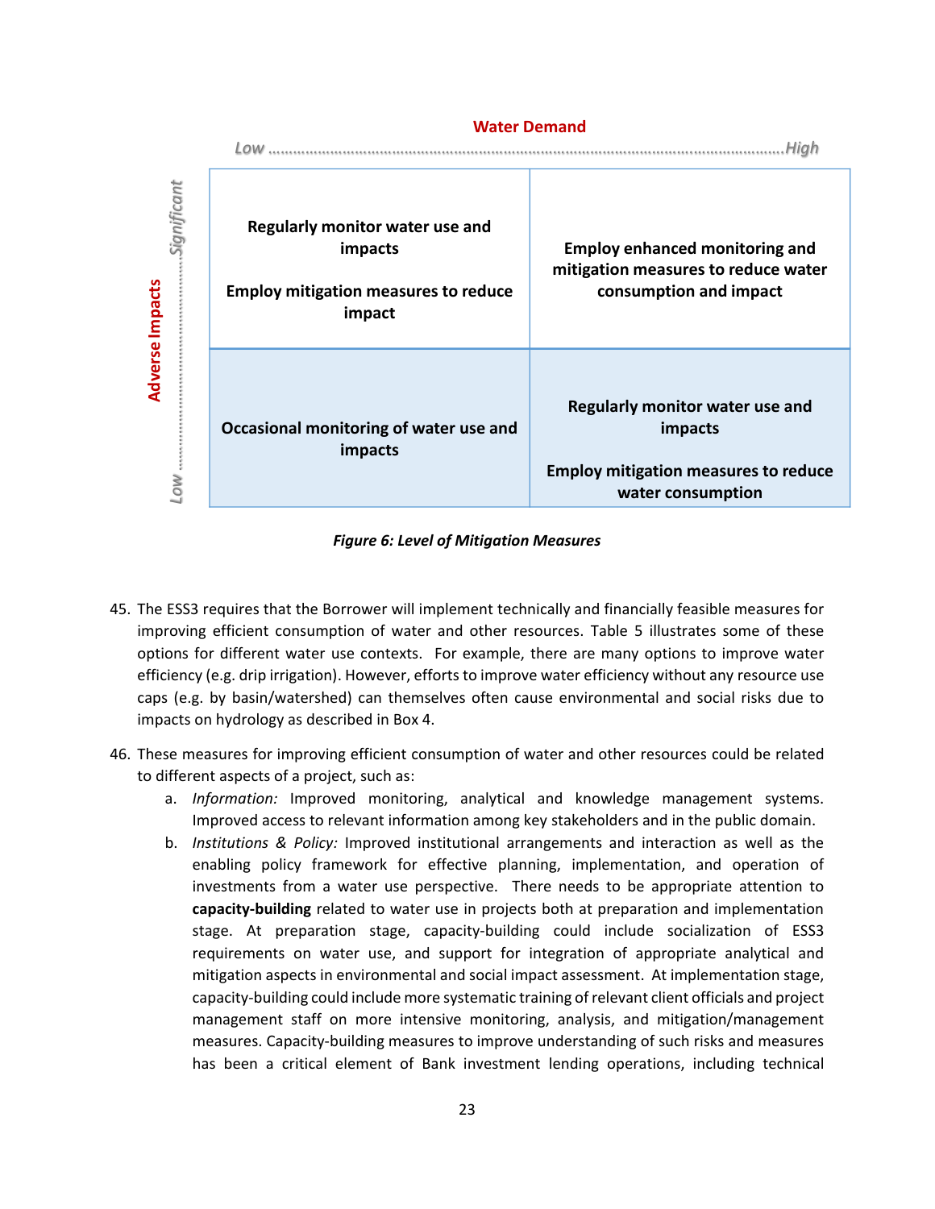| Adverse Impacts ↓ / Water Demand → | Low | High |
|---|---|---|
| **Significant** | **Regularly monitor water use and impacts**<br><br>**Employ mitigation measures to reduce impact** | **Employ enhanced monitoring and mitigation measures to reduce water consumption and impact** |
| **Low** | **Occasional monitoring of water use and impacts** | **Regularly monitor water use and impacts**<br><br>**Employ mitigation measures to reduce water consumption** |

***Figure 6: Level of Mitigation Measures***

45. The ESS3 requires that the Borrower will implement technically and financially feasible measures for improving efficient consumption of water and other resources. Table 5 illustrates some of these options for different water use contexts. For example, there are many options to improve water efficiency (e.g. drip irrigation). However, efforts to improve water efficiency without any resource use caps (e.g. by basin/watershed) can themselves often cause environmental and social risks due to impacts on hydrology as described in Box 4.

46. These measures for improving efficient consumption of water and other resources could be related to different aspects of a project, such as:
    a. *Information:* Improved monitoring, analytical and knowledge management systems. Improved access to relevant information among key stakeholders and in the public domain.
    b. *Institutions & Policy:* Improved institutional arrangements and interaction as well as the enabling policy framework for effective planning, implementation, and operation of investments from a water use perspective. There needs to be appropriate attention to **capacity-building** related to water use in projects both at preparation and implementation stage. At preparation stage, capacity-building could include socialization of ESS3 requirements on water use, and support for integration of appropriate analytical and mitigation aspects in environmental and social impact assessment. At implementation stage, capacity-building could include more systematic training of relevant client officials and project management staff on more intensive monitoring, analysis, and mitigation/management measures. Capacity-building measures to improve understanding of such risks and measures has been a critical element of Bank investment lending operations, including technical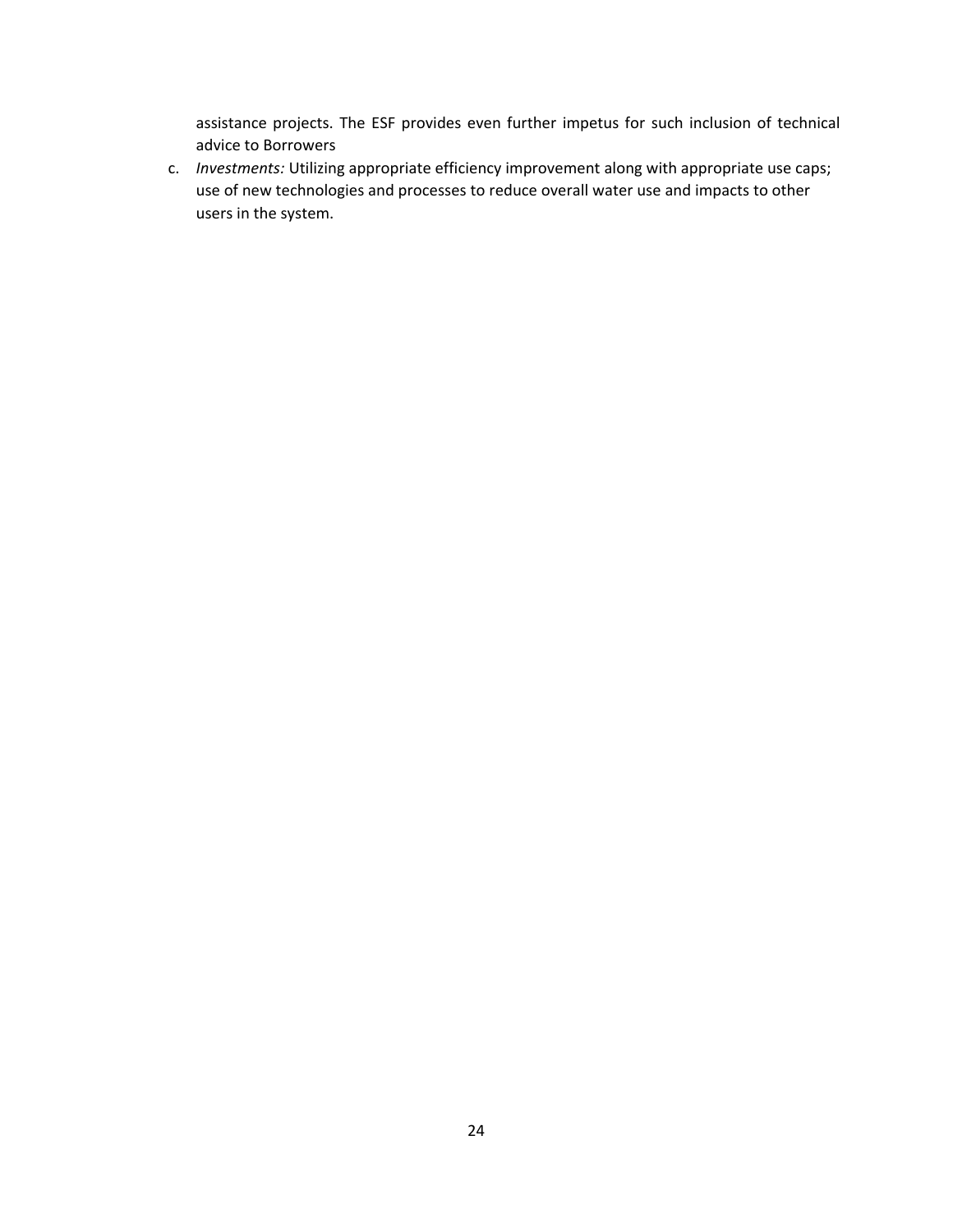assistance projects. The ESF provides even further impetus for such inclusion of technical advice to Borrowers

c. *Investments:* Utilizing appropriate efficiency improvement along with appropriate use caps; use of new technologies and processes to reduce overall water use and impacts to other users in the system.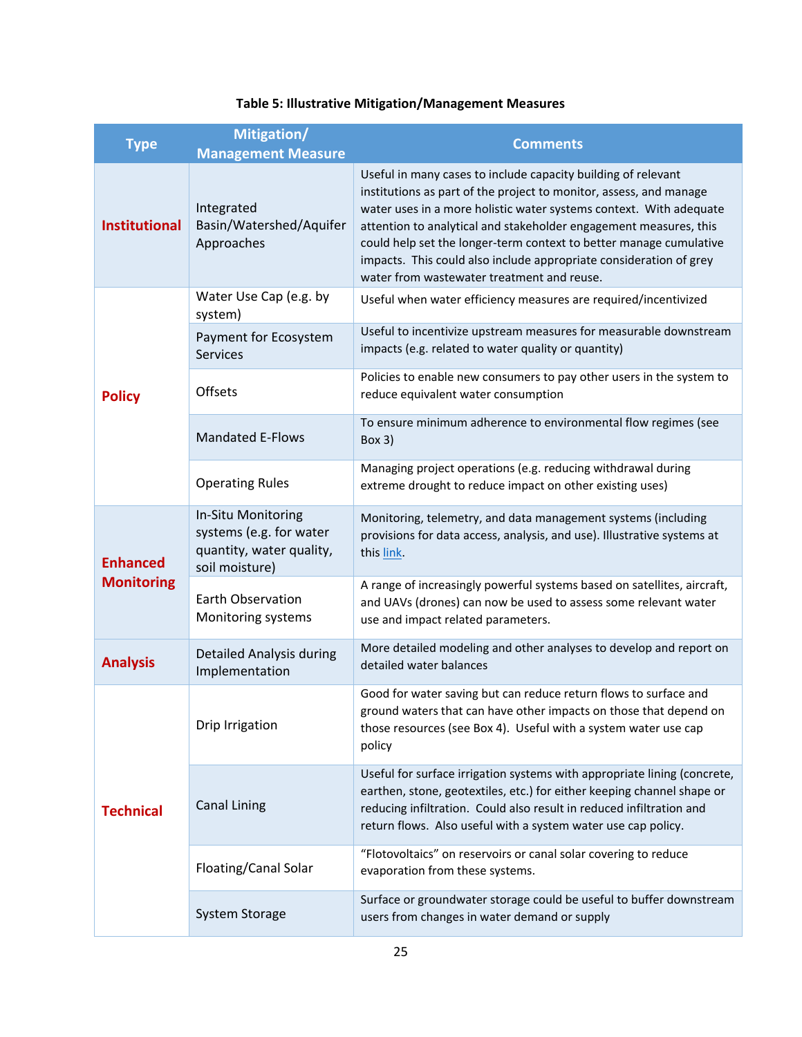**Table 5: Illustrative Mitigation/Management Measures**

| Type | Mitigation/ Management Measure | Comments |
|---|---|---|
| **Institutional** | Integrated Basin/Watershed/Aquifer Approaches | Useful in many cases to include capacity building of relevant institutions as part of the project to monitor, assess, and manage water uses in a more holistic water systems context. With adequate attention to analytical and stakeholder engagement measures, this could help set the longer-term context to better manage cumulative impacts. This could also include appropriate consideration of grey water from wastewater treatment and reuse. |
| **Policy** | Water Use Cap (e.g. by system) | Useful when water efficiency measures are required/incentivized |
| | Payment for Ecosystem Services | Useful to incentivize upstream measures for measurable downstream impacts (e.g. related to water quality or quantity) |
| | Offsets | Policies to enable new consumers to pay other users in the system to reduce equivalent water consumption |
| | Mandated E-Flows | To ensure minimum adherence to environmental flow regimes (see Box 3) |
| | Operating Rules | Managing project operations (e.g. reducing withdrawal during extreme drought to reduce impact on other existing uses) |
| **Enhanced Monitoring** | In-Situ Monitoring systems (e.g. for water quantity, water quality, soil moisture) | Monitoring, telemetry, and data management systems (including provisions for data access, analysis, and use). Illustrative systems at this link. |
| | Earth Observation Monitoring systems | A range of increasingly powerful systems based on satellites, aircraft, and UAVs (drones) can now be used to assess some relevant water use and impact related parameters. |
| **Analysis** | Detailed Analysis during Implementation | More detailed modeling and other analyses to develop and report on detailed water balances |
| **Technical** | Drip Irrigation | Good for water saving but can reduce return flows to surface and ground waters that can have other impacts on those that depend on those resources (see Box 4). Useful with a system water use cap policy |
| | Canal Lining | Useful for surface irrigation systems with appropriate lining (concrete, earthen, stone, geotextiles, etc.) for either keeping channel shape or reducing infiltration. Could also result in reduced infiltration and return flows. Also useful with a system water use cap policy. |
| | Floating/Canal Solar | "Flotovoltaics" on reservoirs or canal solar covering to reduce evaporation from these systems. |
| | System Storage | Surface or groundwater storage could be useful to buffer downstream users from changes in water demand or supply |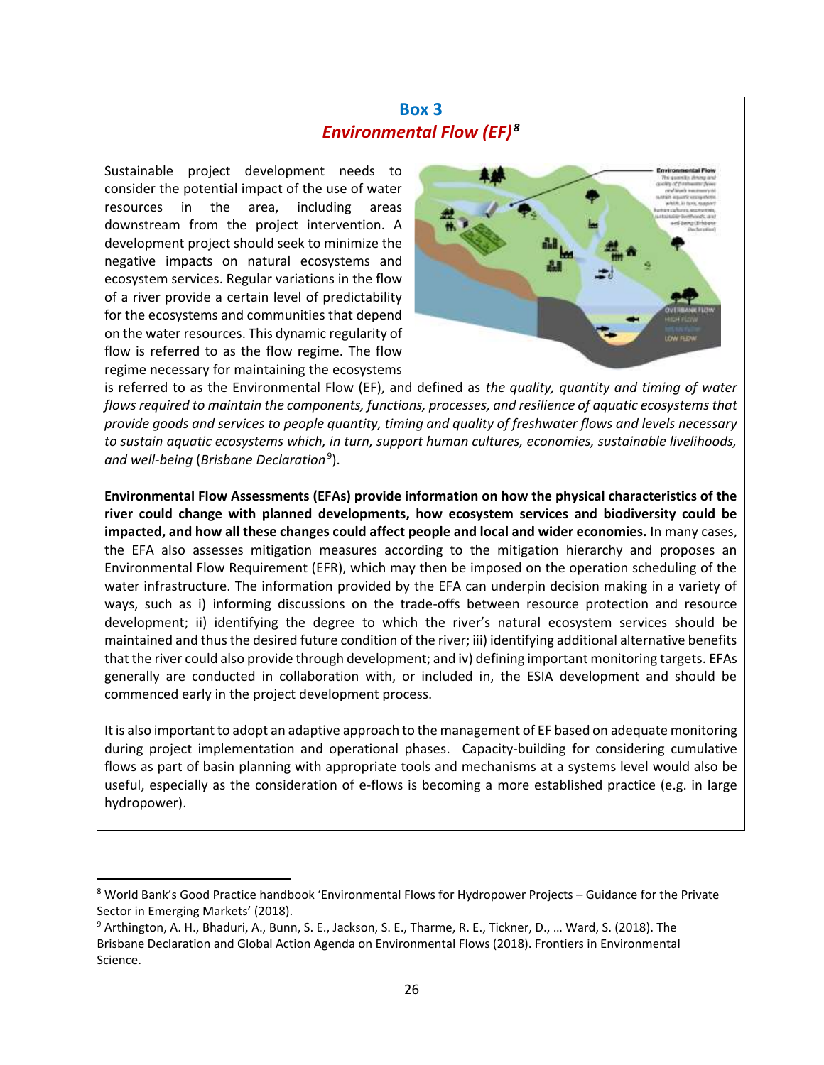## Box 3

### *Environmental Flow (EF)*[8]

Sustainable project development needs to consider the potential impact of the use of water resources in the area, including areas downstream from the project intervention. A development project should seek to minimize the negative impacts on natural ecosystems and ecosystem services. Regular variations in the flow of a river provide a certain level of predictability for the ecosystems and communities that depend on the water resources. This dynamic regularity of flow is referred to as the flow regime. The flow regime necessary for maintaining the ecosystems is referred to as the Environmental Flow (EF), and defined as *the quality, quantity and timing of water flows required to maintain the components, functions, processes, and resilience of aquatic ecosystems that provide goods and services to people quantity, timing and quality of freshwater flows and levels necessary to sustain aquatic ecosystems which, in turn, support human cultures, economies, sustainable livelihoods, and well-being* (*Brisbane Declaration*[9]).

**Environmental Flow Assessments (EFAs) provide information on how the physical characteristics of the river could change with planned developments, how ecosystem services and biodiversity could be impacted, and how all these changes could affect people and local and wider economies.** In many cases, the EFA also assesses mitigation measures according to the mitigation hierarchy and proposes an Environmental Flow Requirement (EFR), which may then be imposed on the operation scheduling of the water infrastructure. The information provided by the EFA can underpin decision making in a variety of ways, such as i) informing discussions on the trade-offs between resource protection and resource development; ii) identifying the degree to which the river's natural ecosystem services should be maintained and thus the desired future condition of the river; iii) identifying additional alternative benefits that the river could also provide through development; and iv) defining important monitoring targets. EFAs generally are conducted in collaboration with, or included in, the ESIA development and should be commenced early in the project development process.

It is also important to adopt an adaptive approach to the management of EF based on adequate monitoring during project implementation and operational phases. Capacity-building for considering cumulative flows as part of basin planning with appropriate tools and mechanisms at a systems level would also be useful, especially as the consideration of e-flows is becoming a more established practice (e.g. in large hydropower).

---

[8] World Bank's Good Practice handbook 'Environmental Flows for Hydropower Projects – Guidance for the Private Sector in Emerging Markets' (2018).

[9] Arthington, A. H., Bhaduri, A., Bunn, S. E., Jackson, S. E., Tharme, R. E., Tickner, D., … Ward, S. (2018). The Brisbane Declaration and Global Action Agenda on Environmental Flows (2018). Frontiers in Environmental Science.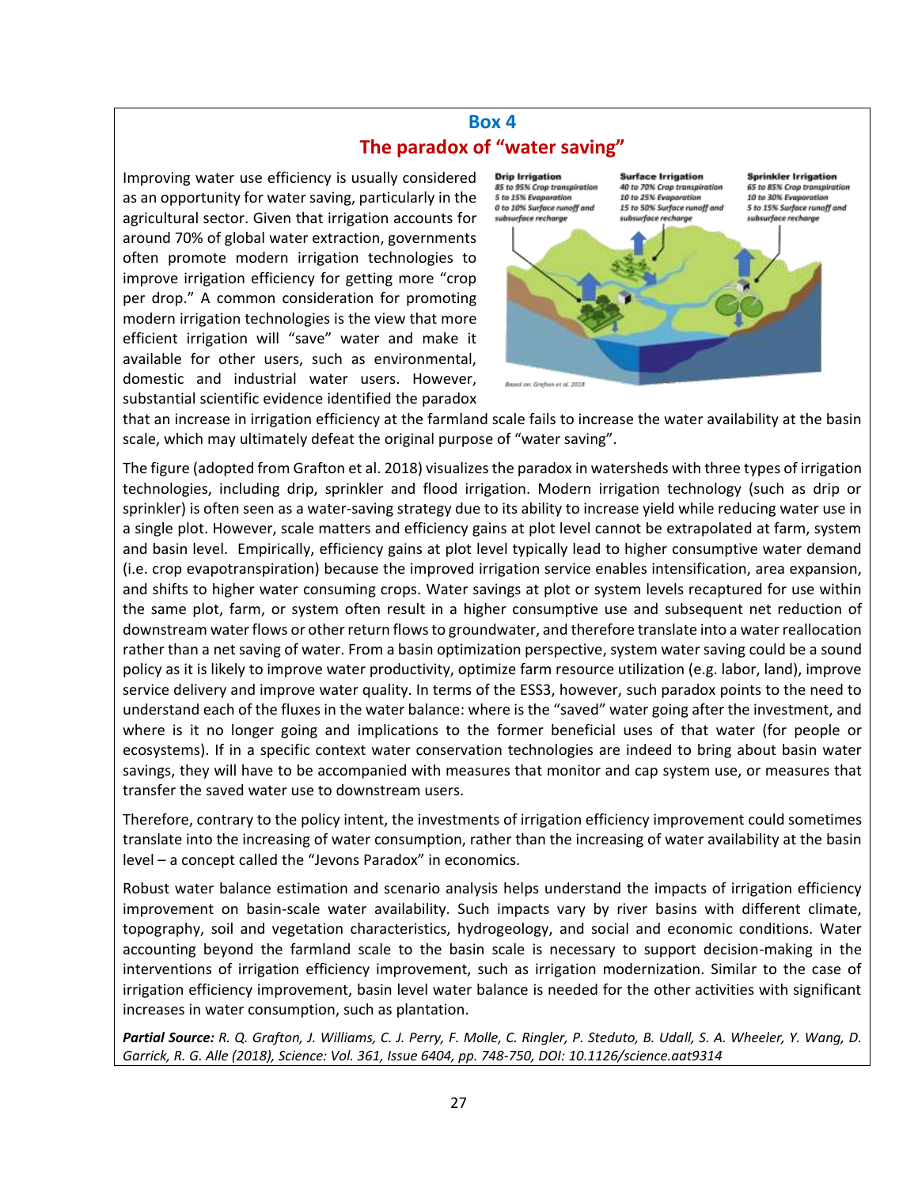## Box 4

## The paradox of "water saving"

Improving water use efficiency is usually considered as an opportunity for water saving, particularly in the agricultural sector. Given that irrigation accounts for around 70% of global water extraction, governments often promote modern irrigation technologies to improve irrigation efficiency for getting more "crop per drop." A common consideration for promoting modern irrigation technologies is the view that more efficient irrigation will "save" water and make it available for other users, such as environmental, domestic and industrial water users. However, substantial scientific evidence identified the paradox that an increase in irrigation efficiency at the farmland scale fails to increase the water availability at the basin scale, which may ultimately defeat the original purpose of "water saving".

**Drip Irrigation**
*85 to 95% Crop transpiration*
*5 to 15% Evaporation*
*0 to 10% Surface runoff and subsurface recharge*

**Surface Irrigation**
*40 to 70% Crop transpiration*
*10 to 25% Evaporation*
*15 to 50% Surface runoff and subsurface recharge*

**Sprinkler Irrigation**
*65 to 85% Crop transpiration*
*10 to 30% Evaporation*
*5 to 15% Surface runoff and subsurface recharge*

*Based on: Grafton et al. 2018*

The figure (adopted from Grafton et al. 2018) visualizes the paradox in watersheds with three types of irrigation technologies, including drip, sprinkler and flood irrigation. Modern irrigation technology (such as drip or sprinkler) is often seen as a water-saving strategy due to its ability to increase yield while reducing water use in a single plot. However, scale matters and efficiency gains at plot level cannot be extrapolated at farm, system and basin level. Empirically, efficiency gains at plot level typically lead to higher consumptive water demand (i.e. crop evapotranspiration) because the improved irrigation service enables intensification, area expansion, and shifts to higher water consuming crops. Water savings at plot or system levels recaptured for use within the same plot, farm, or system often result in a higher consumptive use and subsequent net reduction of downstream water flows or other return flows to groundwater, and therefore translate into a water reallocation rather than a net saving of water. From a basin optimization perspective, system water saving could be a sound policy as it is likely to improve water productivity, optimize farm resource utilization (e.g. labor, land), improve service delivery and improve water quality. In terms of the ESS3, however, such paradox points to the need to understand each of the fluxes in the water balance: where is the "saved" water going after the investment, and where is it no longer going and implications to the former beneficial uses of that water (for people or ecosystems). If in a specific context water conservation technologies are indeed to bring about basin water savings, they will have to be accompanied with measures that monitor and cap system use, or measures that transfer the saved water use to downstream users.

Therefore, contrary to the policy intent, the investments of irrigation efficiency improvement could sometimes translate into the increasing of water consumption, rather than the increasing of water availability at the basin level – a concept called the "Jevons Paradox" in economics.

Robust water balance estimation and scenario analysis helps understand the impacts of irrigation efficiency improvement on basin-scale water availability. Such impacts vary by river basins with different climate, topography, soil and vegetation characteristics, hydrogeology, and social and economic conditions. Water accounting beyond the farmland scale to the basin scale is necessary to support decision-making in the interventions of irrigation efficiency improvement, such as irrigation modernization. Similar to the case of irrigation efficiency improvement, basin level water balance is needed for the other activities with significant increases in water consumption, such as plantation.

***Partial Source:*** *R. Q. Grafton, J. Williams, C. J. Perry, F. Molle, C. Ringler, P. Steduto, B. Udall, S. A. Wheeler, Y. Wang, D. Garrick, R. G. Alle (2018), Science: Vol. 361, Issue 6404, pp. 748-750, DOI: 10.1126/science.aat9314*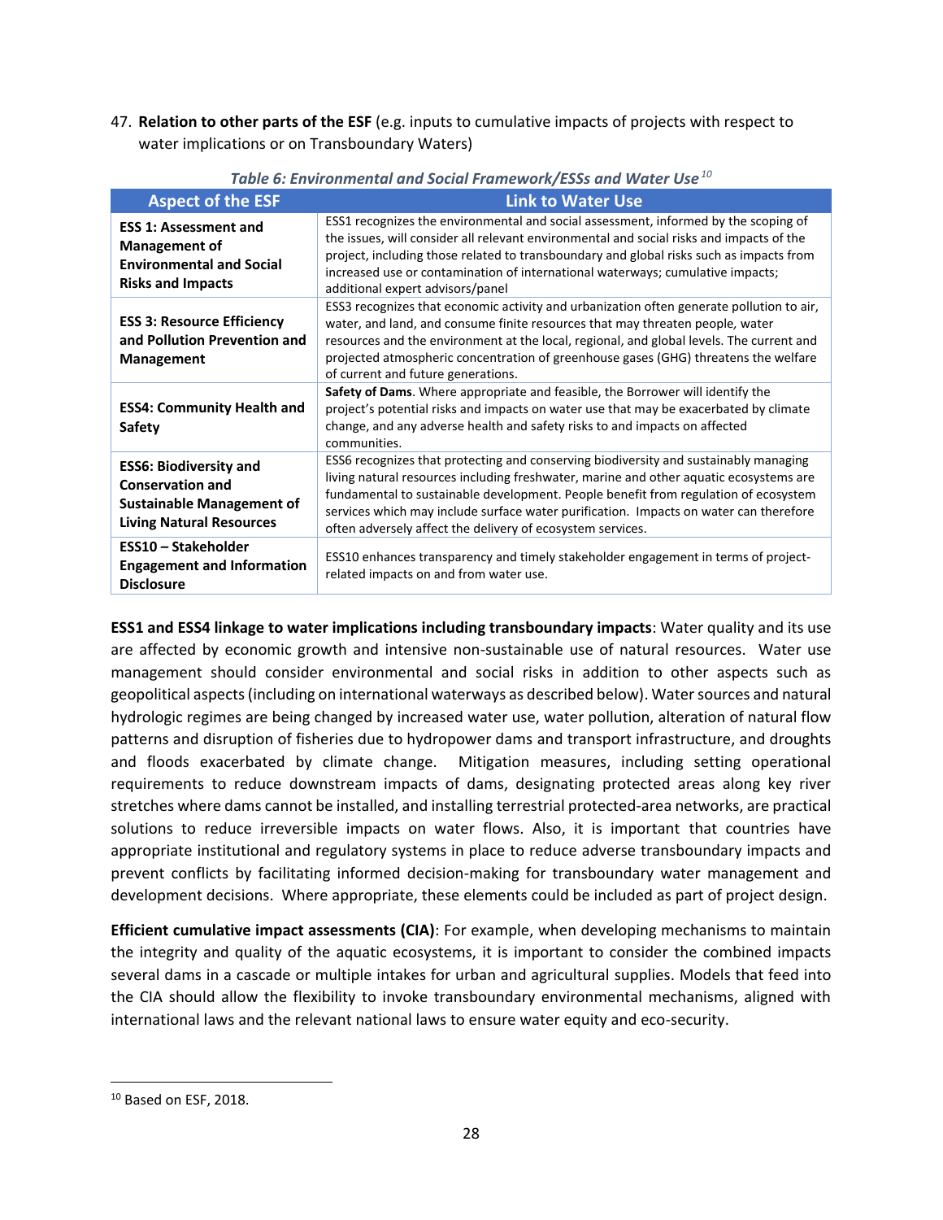47. **Relation to other parts of the ESF** (e.g. inputs to cumulative impacts of projects with respect to water implications or on Transboundary Waters)

*Table 6: Environmental and Social Framework/ESSs and Water Use*[10]

| Aspect of the ESF | Link to Water Use |
|---|---|
| **ESS 1: Assessment and Management of Environmental and Social Risks and Impacts** | ESS1 recognizes the environmental and social assessment, informed by the scoping of the issues, will consider all relevant environmental and social risks and impacts of the project, including those related to transboundary and global risks such as impacts from increased use or contamination of international waterways; cumulative impacts; additional expert advisors/panel |
| **ESS 3: Resource Efficiency and Pollution Prevention and Management** | ESS3 recognizes that economic activity and urbanization often generate pollution to air, water, and land, and consume finite resources that may threaten people, water resources and the environment at the local, regional, and global levels. The current and projected atmospheric concentration of greenhouse gases (GHG) threatens the welfare of current and future generations. |
| **ESS4: Community Health and Safety** | **Safety of Dams**. Where appropriate and feasible, the Borrower will identify the project's potential risks and impacts on water use that may be exacerbated by climate change, and any adverse health and safety risks to and impacts on affected communities. |
| **ESS6: Biodiversity and Conservation and Sustainable Management of Living Natural Resources** | ESS6 recognizes that protecting and conserving biodiversity and sustainably managing living natural resources including freshwater, marine and other aquatic ecosystems are fundamental to sustainable development. People benefit from regulation of ecosystem services which may include surface water purification. Impacts on water can therefore often adversely affect the delivery of ecosystem services. |
| **ESS10 – Stakeholder Engagement and Information Disclosure** | ESS10 enhances transparency and timely stakeholder engagement in terms of project-related impacts on and from water use. |

**ESS1 and ESS4 linkage to water implications including transboundary impacts**: Water quality and its use are affected by economic growth and intensive non-sustainable use of natural resources. Water use management should consider environmental and social risks in addition to other aspects such as geopolitical aspects (including on international waterways as described below). Water sources and natural hydrologic regimes are being changed by increased water use, water pollution, alteration of natural flow patterns and disruption of fisheries due to hydropower dams and transport infrastructure, and droughts and floods exacerbated by climate change. Mitigation measures, including setting operational requirements to reduce downstream impacts of dams, designating protected areas along key river stretches where dams cannot be installed, and installing terrestrial protected-area networks, are practical solutions to reduce irreversible impacts on water flows. Also, it is important that countries have appropriate institutional and regulatory systems in place to reduce adverse transboundary impacts and prevent conflicts by facilitating informed decision-making for transboundary water management and development decisions. Where appropriate, these elements could be included as part of project design.

**Efficient cumulative impact assessments (CIA)**: For example, when developing mechanisms to maintain the integrity and quality of the aquatic ecosystems, it is important to consider the combined impacts several dams in a cascade or multiple intakes for urban and agricultural supplies. Models that feed into the CIA should allow the flexibility to invoke transboundary environmental mechanisms, aligned with international laws and the relevant national laws to ensure water equity and eco-security.

[10] Based on ESF, 2018.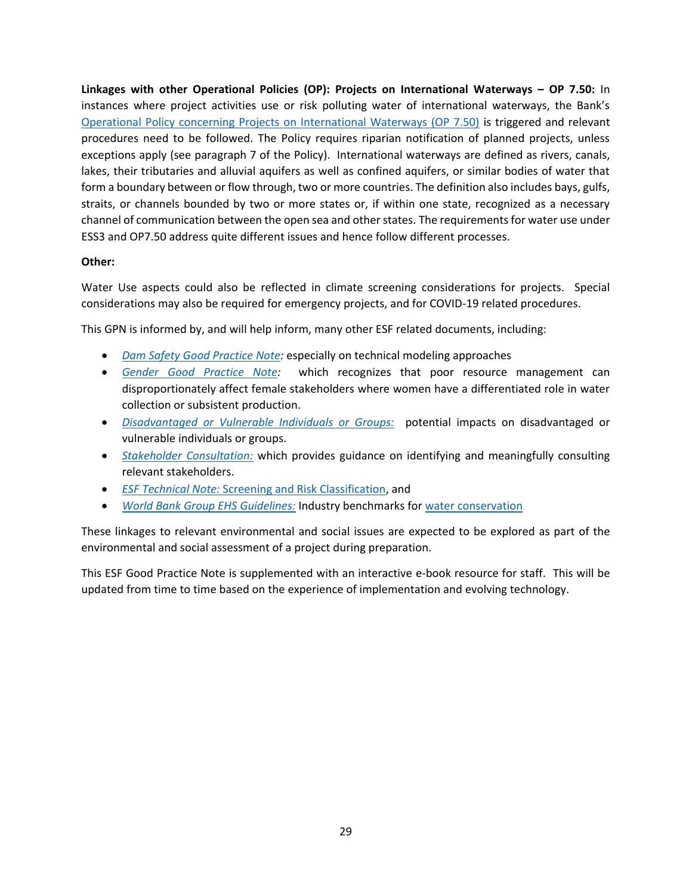**Linkages with other Operational Policies (OP): Projects on International Waterways – OP 7.50:** In instances where project activities use or risk polluting water of international waterways, the Bank's Operational Policy concerning Projects on International Waterways (OP 7.50) is triggered and relevant procedures need to be followed. The Policy requires riparian notification of planned projects, unless exceptions apply (see paragraph 7 of the Policy). International waterways are defined as rivers, canals, lakes, their tributaries and alluvial aquifers as well as confined aquifers, or similar bodies of water that form a boundary between or flow through, two or more countries. The definition also includes bays, gulfs, straits, or channels bounded by two or more states or, if within one state, recognized as a necessary channel of communication between the open sea and other states. The requirements for water use under ESS3 and OP7.50 address quite different issues and hence follow different processes.

**Other:**

Water Use aspects could also be reflected in climate screening considerations for projects. Special considerations may also be required for emergency projects, and for COVID-19 related procedures.

This GPN is informed by, and will help inform, many other ESF related documents, including:

- *Dam Safety Good Practice Note:* especially on technical modeling approaches
- *Gender Good Practice Note:* which recognizes that poor resource management can disproportionately affect female stakeholders where women have a differentiated role in water collection or subsistent production.
- *Disadvantaged or Vulnerable Individuals or Groups:* potential impacts on disadvantaged or vulnerable individuals or groups.
- *Stakeholder Consultation:* which provides guidance on identifying and meaningfully consulting relevant stakeholders.
- *ESF Technical Note:* Screening and Risk Classification, and
- *World Bank Group EHS Guidelines:* Industry benchmarks for water conservation

These linkages to relevant environmental and social issues are expected to be explored as part of the environmental and social assessment of a project during preparation.

This ESF Good Practice Note is supplemented with an interactive e-book resource for staff. This will be updated from time to time based on the experience of implementation and evolving technology.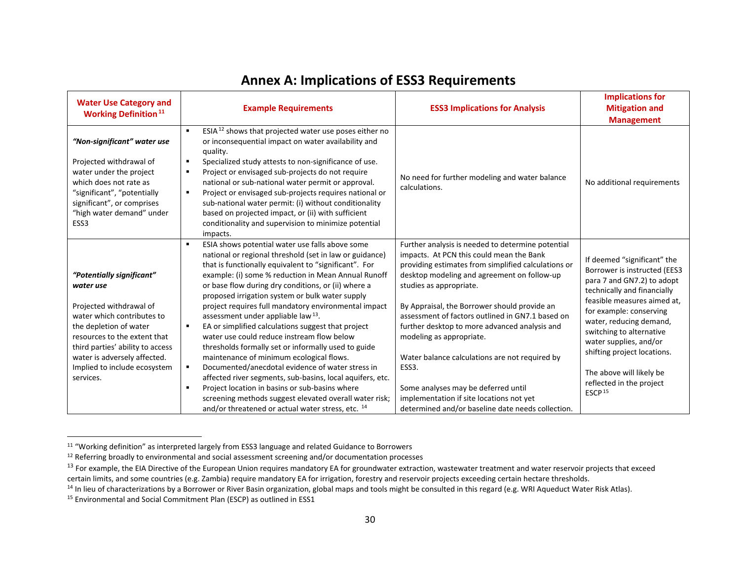# Annex A: Implications of ESS3 Requirements

| Water Use Category and Working Definition[11] | Example Requirements | ESS3 Implications for Analysis | Implications for Mitigation and Management |
|---|---|---|---|
| ***"Non-significant" water use***<br><br>Projected withdrawal of water under the project which does not rate as "significant", "potentially significant", or comprises "high water demand" under ESS3 | ▪ ESIA[12] shows that projected water use poses either no or inconsequential impact on water availability and quality.<br>▪ Specialized study attests to non-significance of use.<br>▪ Project or envisaged sub-projects do not require national or sub-national water permit or approval.<br>▪ Project or envisaged sub-projects requires national or sub-national water permit: (i) without conditionality based on projected impact, or (ii) with sufficient conditionality and supervision to minimize potential impacts. | No need for further modeling and water balance calculations. | No additional requirements |
| ***"Potentially significant" water use***<br><br>Projected withdrawal of water which contributes to the depletion of water resources to the extent that third parties' ability to access water is adversely affected. Implied to include ecosystem services. | ▪ ESIA shows potential water use falls above some national or regional threshold (set in law or guidance) that is functionally equivalent to "significant". For example: (i) some % reduction in Mean Annual Runoff or base flow during dry conditions, or (ii) where a proposed irrigation system or bulk water supply project requires full mandatory environmental impact assessment under appliable law[13].<br>▪ EA or simplified calculations suggest that project water use could reduce instream flow below thresholds formally set or informally used to guide maintenance of minimum ecological flows.<br>▪ Documented/anecdotal evidence of water stress in affected river segments, sub-basins, local aquifers, etc.<br>▪ Project location in basins or sub-basins where screening methods suggest elevated overall water risk; and/or threatened or actual water stress, etc. [14] | Further analysis is needed to determine potential impacts. At PCN this could mean the Bank providing estimates from simplified calculations or desktop modeling and agreement on follow-up studies as appropriate.<br><br>By Appraisal, the Borrower should provide an assessment of factors outlined in GN7.1 based on further desktop to more advanced analysis and modeling as appropriate.<br><br>Water balance calculations are not required by ESS3.<br><br>Some analyses may be deferred until implementation if site locations not yet determined and/or baseline date needs collection. | If deemed "significant" the Borrower is instructed (EES3 para 7 and GN7.2) to adopt technically and financially feasible measures aimed at, for example: conserving water, reducing demand, switching to alternative water supplies, and/or shifting project locations.<br><br>The above will likely be reflected in the project ESCP[15] |

[11] "Working definition" as interpreted largely from ESS3 language and related Guidance to Borrowers

[12] Referring broadly to environmental and social assessment screening and/or documentation processes

[13] For example, the EIA Directive of the European Union requires mandatory EA for groundwater extraction, wastewater treatment and water reservoir projects that exceed certain limits, and some countries (e.g. Zambia) require mandatory EA for irrigation, forestry and reservoir projects exceeding certain hectare thresholds.

[14] In lieu of characterizations by a Borrower or River Basin organization, global maps and tools might be consulted in this regard (e.g. WRI Aqueduct Water Risk Atlas).

[15] Environmental and Social Commitment Plan (ESCP) as outlined in ESS1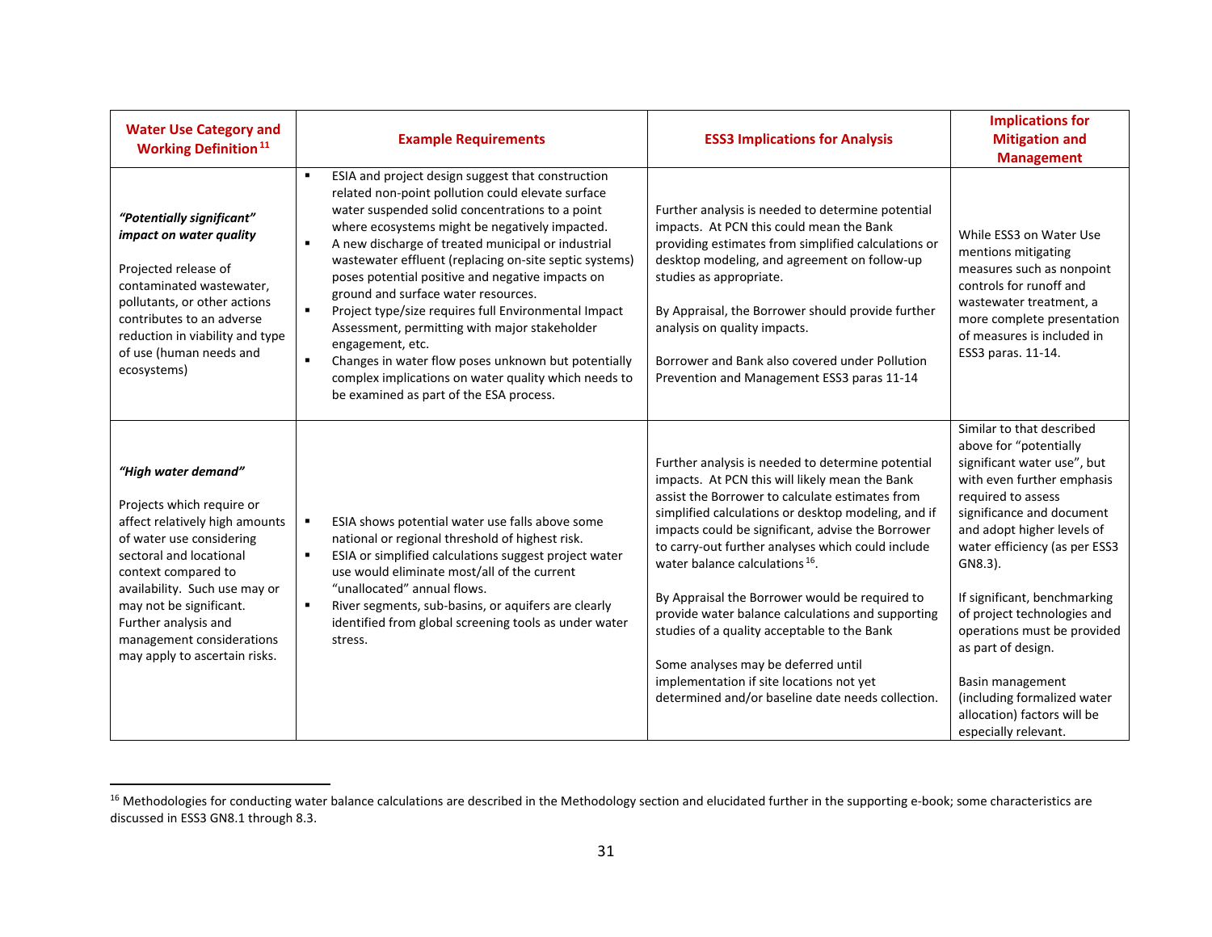| Water Use Category and Working Definition[11] | Example Requirements | ESS3 Implications for Analysis | Implications for Mitigation and Management |
|---|---|---|---|
| ***"Potentially significant" impact on water quality***<br><br>Projected release of contaminated wastewater, pollutants, or other actions contributes to an adverse reduction in viability and type of use (human needs and ecosystems) | ▪ ESIA and project design suggest that construction related non-point pollution could elevate surface water suspended solid concentrations to a point where ecosystems might be negatively impacted.<br>▪ A new discharge of treated municipal or industrial wastewater effluent (replacing on-site septic systems) poses potential positive and negative impacts on ground and surface water resources.<br>▪ Project type/size requires full Environmental Impact Assessment, permitting with major stakeholder engagement, etc.<br>▪ Changes in water flow poses unknown but potentially complex implications on water quality which needs to be examined as part of the ESA process. | Further analysis is needed to determine potential impacts. At PCN this could mean the Bank providing estimates from simplified calculations or desktop modeling, and agreement on follow-up studies as appropriate.<br><br>By Appraisal, the Borrower should provide further analysis on quality impacts.<br><br>Borrower and Bank also covered under Pollution Prevention and Management ESS3 paras 11-14 | While ESS3 on Water Use mentions mitigating measures such as nonpoint controls for runoff and wastewater treatment, a more complete presentation of measures is included in ESS3 paras. 11-14. |
| ***"High water demand"***<br><br>Projects which require or affect relatively high amounts of water use considering sectoral and locational context compared to availability. Such use may or may not be significant. Further analysis and management considerations may apply to ascertain risks. | ▪ ESIA shows potential water use falls above some national or regional threshold of highest risk.<br>▪ ESIA or simplified calculations suggest project water use would eliminate most/all of the current "unallocated" annual flows.<br>▪ River segments, sub-basins, or aquifers are clearly identified from global screening tools as under water stress. | Further analysis is needed to determine potential impacts. At PCN this will likely mean the Bank assist the Borrower to calculate estimates from simplified calculations or desktop modeling, and if impacts could be significant, advise the Borrower to carry-out further analyses which could include water balance calculations[16].<br><br>By Appraisal the Borrower would be required to provide water balance calculations and supporting studies of a quality acceptable to the Bank<br><br>Some analyses may be deferred until implementation if site locations not yet determined and/or baseline date needs collection. | Similar to that described above for "potentially significant water use", but with even further emphasis required to assess significance and document and adopt higher levels of water efficiency (as per ESS3 GN8.3).<br><br>If significant, benchmarking of project technologies and operations must be provided as part of design.<br><br>Basin management (including formalized water allocation) factors will be especially relevant. |

[16] Methodologies for conducting water balance calculations are described in the Methodology section and elucidated further in the supporting e-book; some characteristics are discussed in ESS3 GN8.1 through 8.3.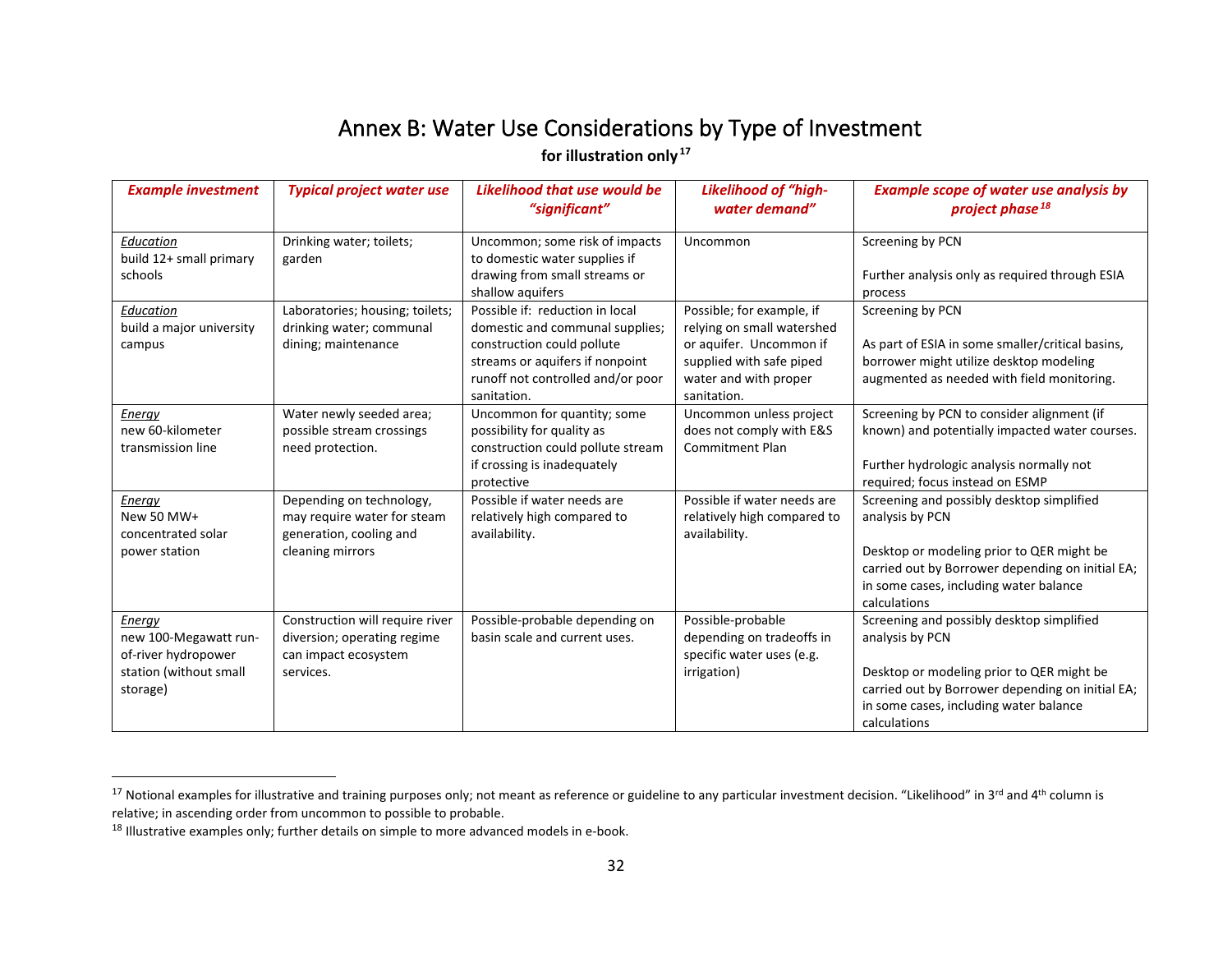# Annex B: Water Use Considerations by Type of Investment

**for illustration only**[17]

| *Example investment* | *Typical project water use* | *Likelihood that use would be "significant"* | *Likelihood of "high-water demand"* | *Example scope of water use analysis by project phase*[18] |
|---|---|---|---|---|
| *Education*<br>build 12+ small primary schools | Drinking water; toilets; garden | Uncommon; some risk of impacts to domestic water supplies if drawing from small streams or shallow aquifers | Uncommon | Screening by PCN<br><br>Further analysis only as required through ESIA process |
| *Education*<br>build a major university campus | Laboratories; housing; toilets; drinking water; communal dining; maintenance | Possible if: reduction in local domestic and communal supplies; construction could pollute streams or aquifers if nonpoint runoff not controlled and/or poor sanitation. | Possible; for example, if relying on small watershed or aquifer. Uncommon if supplied with safe piped water and with proper sanitation. | Screening by PCN<br><br>As part of ESIA in some smaller/critical basins, borrower might utilize desktop modeling augmented as needed with field monitoring. |
| *Energy*<br>new 60-kilometer transmission line | Water newly seeded area; possible stream crossings need protection. | Uncommon for quantity; some possibility for quality as construction could pollute stream if crossing is inadequately protective | Uncommon unless project does not comply with E&S Commitment Plan | Screening by PCN to consider alignment (if known) and potentially impacted water courses.<br><br>Further hydrologic analysis normally not required; focus instead on ESMP |
| *Energy*<br>New 50 MW+ concentrated solar power station | Depending on technology, may require water for steam generation, cooling and cleaning mirrors | Possible if water needs are relatively high compared to availability. | Possible if water needs are relatively high compared to availability. | Screening and possibly desktop simplified analysis by PCN<br><br>Desktop or modeling prior to QER might be carried out by Borrower depending on initial EA; in some cases, including water balance calculations |
| *Energy*<br>new 100-Megawatt run-of-river hydropower station (without small storage) | Construction will require river diversion; operating regime can impact ecosystem services. | Possible-probable depending on basin scale and current uses. | Possible-probable depending on tradeoffs in specific water uses (e.g. irrigation) | Screening and possibly desktop simplified analysis by PCN<br><br>Desktop or modeling prior to QER might be carried out by Borrower depending on initial EA; in some cases, including water balance calculations |

[17] Notional examples for illustrative and training purposes only; not meant as reference or guideline to any particular investment decision. "Likelihood" in 3rd and 4th column is relative; in ascending order from uncommon to possible to probable.

[18] Illustrative examples only; further details on simple to more advanced models in e-book.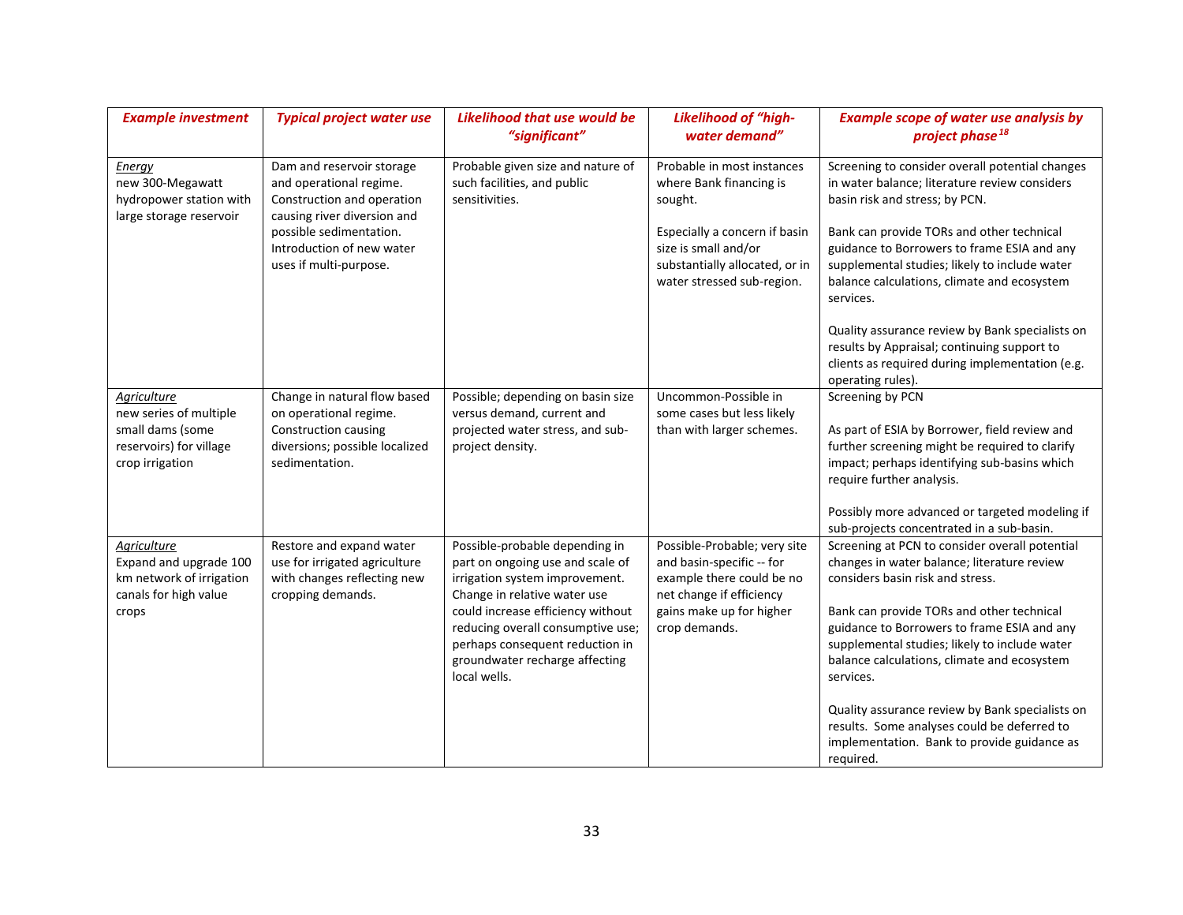| *Example investment* | *Typical project water use* | *Likelihood that use would be "significant"* | *Likelihood of "high-water demand"* | *Example scope of water use analysis by project phase*[18] |
|---|---|---|---|---|
| *Energy* new 300-Megawatt hydropower station with large storage reservoir | Dam and reservoir storage and operational regime. Construction and operation causing river diversion and possible sedimentation. Introduction of new water uses if multi-purpose. | Probable given size and nature of such facilities, and public sensitivities. | Probable in most instances where Bank financing is sought.<br><br>Especially a concern if basin size is small and/or substantially allocated, or in water stressed sub-region. | Screening to consider overall potential changes in water balance; literature review considers basin risk and stress; by PCN.<br><br>Bank can provide TORs and other technical guidance to Borrowers to frame ESIA and any supplemental studies; likely to include water balance calculations, climate and ecosystem services.<br><br>Quality assurance review by Bank specialists on results by Appraisal; continuing support to clients as required during implementation (e.g. operating rules). |
| *Agriculture* new series of multiple small dams (some reservoirs) for village crop irrigation | Change in natural flow based on operational regime. Construction causing diversions; possible localized sedimentation. | Possible; depending on basin size versus demand, current and projected water stress, and sub-project density. | Uncommon-Possible in some cases but less likely than with larger schemes. | Screening by PCN<br><br>As part of ESIA by Borrower, field review and further screening might be required to clarify impact; perhaps identifying sub-basins which require further analysis.<br><br>Possibly more advanced or targeted modeling if sub-projects concentrated in a sub-basin. |
| *Agriculture* Expand and upgrade 100 km network of irrigation canals for high value crops | Restore and expand water use for irrigated agriculture with changes reflecting new cropping demands. | Possible-probable depending in part on ongoing use and scale of irrigation system improvement. Change in relative water use could increase efficiency without reducing overall consumptive use; perhaps consequent reduction in groundwater recharge affecting local wells. | Possible-Probable; very site and basin-specific -- for example there could be no net change if efficiency gains make up for higher crop demands. | Screening at PCN to consider overall potential changes in water balance; literature review considers basin risk and stress.<br><br>Bank can provide TORs and other technical guidance to Borrowers to frame ESIA and any supplemental studies; likely to include water balance calculations, climate and ecosystem services.<br><br>Quality assurance review by Bank specialists on results. Some analyses could be deferred to implementation. Bank to provide guidance as required. |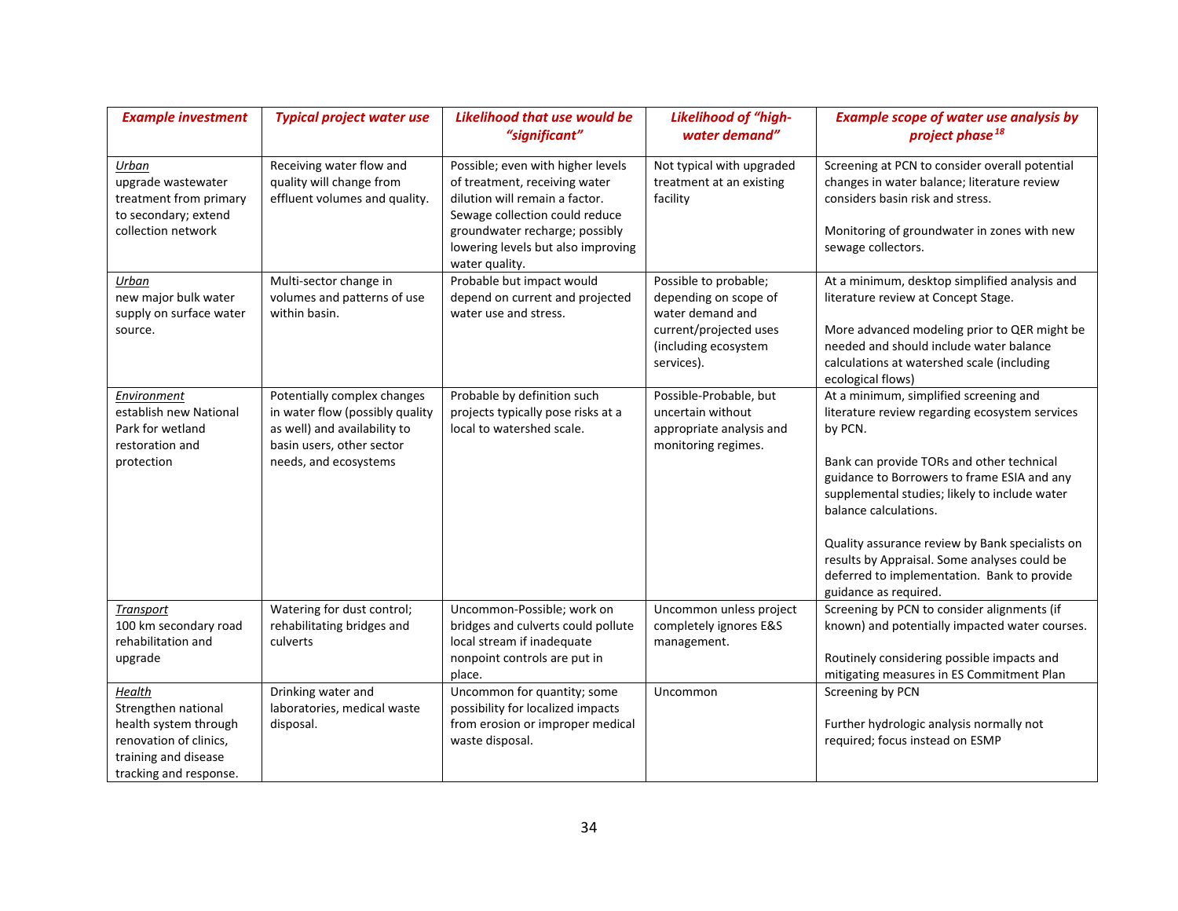| *Example investment* | *Typical project water use* | *Likelihood that use would be "significant"* | *Likelihood of "high-water demand"* | *Example scope of water use analysis by project phase*[18] |
|---|---|---|---|---|
| *Urban*<br>upgrade wastewater treatment from primary to secondary; extend collection network | Receiving water flow and quality will change from effluent volumes and quality. | Possible; even with higher levels of treatment, receiving water dilution will remain a factor. Sewage collection could reduce groundwater recharge; possibly lowering levels but also improving water quality. | Not typical with upgraded treatment at an existing facility | Screening at PCN to consider overall potential changes in water balance; literature review considers basin risk and stress.<br><br>Monitoring of groundwater in zones with new sewage collectors. |
| *Urban*<br>new major bulk water supply on surface water source. | Multi-sector change in volumes and patterns of use within basin. | Probable but impact would depend on current and projected water use and stress. | Possible to probable; depending on scope of water demand and current/projected uses (including ecosystem services). | At a minimum, desktop simplified analysis and literature review at Concept Stage.<br><br>More advanced modeling prior to QER might be needed and should include water balance calculations at watershed scale (including ecological flows) |
| *Environment*<br>establish new National Park for wetland restoration and protection | Potentially complex changes in water flow (possibly quality as well) and availability to basin users, other sector needs, and ecosystems | Probable by definition such projects typically pose risks at a local to watershed scale. | Possible-Probable, but uncertain without appropriate analysis and monitoring regimes. | At a minimum, simplified screening and literature review regarding ecosystem services by PCN.<br><br>Bank can provide TORs and other technical guidance to Borrowers to frame ESIA and any supplemental studies; likely to include water balance calculations.<br><br>Quality assurance review by Bank specialists on results by Appraisal. Some analyses could be deferred to implementation. Bank to provide guidance as required. |
| *Transport*<br>100 km secondary road rehabilitation and upgrade | Watering for dust control; rehabilitating bridges and culverts | Uncommon-Possible; work on bridges and culverts could pollute local stream if inadequate nonpoint controls are put in place. | Uncommon unless project completely ignores E&S management. | Screening by PCN to consider alignments (if known) and potentially impacted water courses.<br><br>Routinely considering possible impacts and mitigating measures in ES Commitment Plan |
| *Health*<br>Strengthen national health system through renovation of clinics, training and disease tracking and response. | Drinking water and laboratories, medical waste disposal. | Uncommon for quantity; some possibility for localized impacts from erosion or improper medical waste disposal. | Uncommon | Screening by PCN<br><br>Further hydrologic analysis normally not required; focus instead on ESMP |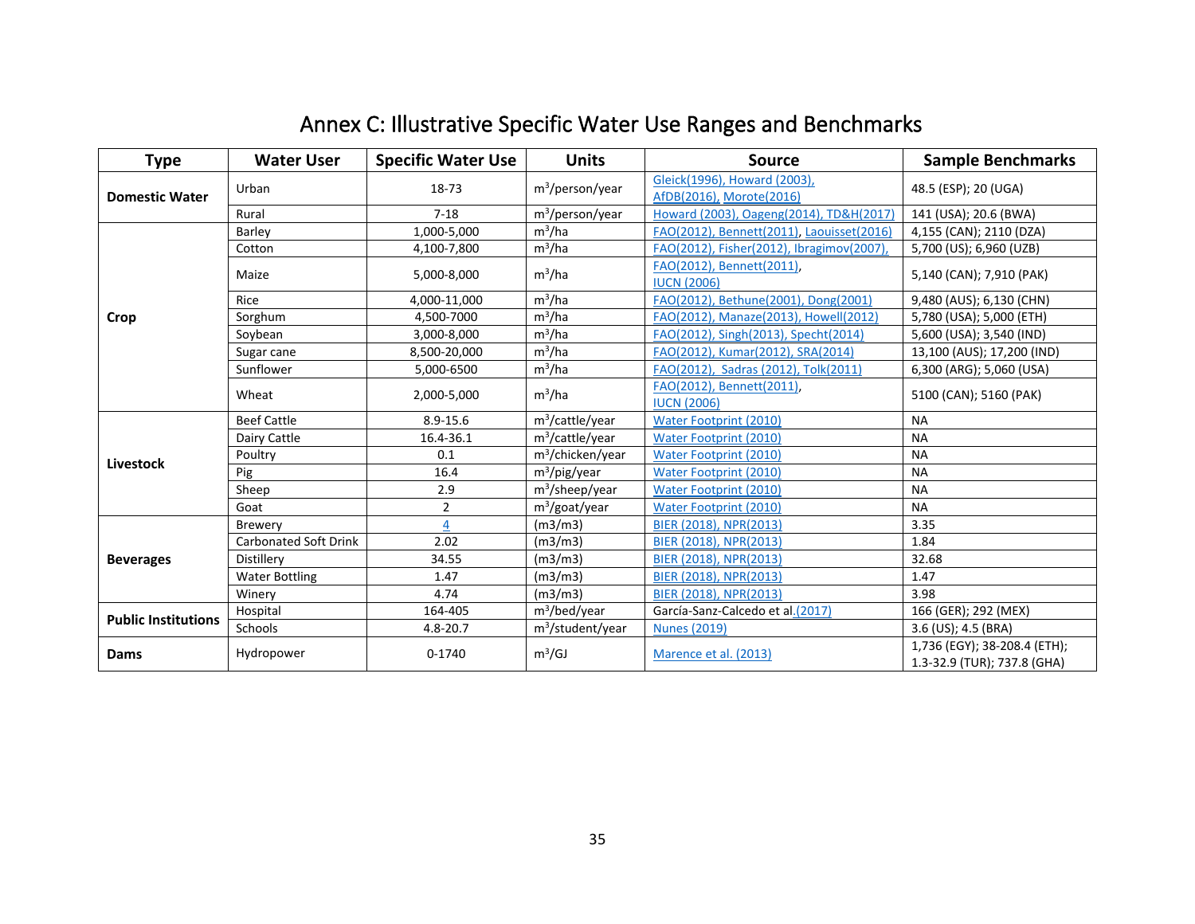# Annex C: Illustrative Specific Water Use Ranges and Benchmarks

| Type | Water User | Specific Water Use | Units | Source | Sample Benchmarks |
|---|---|---|---|---|---|
| **Domestic Water** | Urban | 18-73 | $m^3$/person/year | Gleick(1996), Howard (2003), AfDB(2016), Morote(2016) | 48.5 (ESP); 20 (UGA) |
| | Rural | 7-18 | $m^3$/person/year | Howard (2003), Oageng(2014), TD&H(2017) | 141 (USA); 20.6 (BWA) |
| **Crop** | Barley | 1,000-5,000 | $m^3$/ha | FAO(2012), Bennett(2011), Laouisset(2016) | 4,155 (CAN); 2110 (DZA) |
| | Cotton | 4,100-7,800 | $m^3$/ha | FAO(2012), Fisher(2012), Ibragimov(2007), | 5,700 (US); 6,960 (UZB) |
| | Maize | 5,000-8,000 | $m^3$/ha | FAO(2012), Bennett(2011), IUCN (2006) | 5,140 (CAN); 7,910 (PAK) |
| | Rice | 4,000-11,000 | $m^3$/ha | FAO(2012), Bethune(2001), Dong(2001) | 9,480 (AUS); 6,130 (CHN) |
| | Sorghum | 4,500-7000 | $m^3$/ha | FAO(2012), Manaze(2013), Howell(2012) | 5,780 (USA); 5,000 (ETH) |
| | Soybean | 3,000-8,000 | $m^3$/ha | FAO(2012), Singh(2013), Specht(2014) | 5,600 (USA); 3,540 (IND) |
| | Sugar cane | 8,500-20,000 | $m^3$/ha | FAO(2012), Kumar(2012), SRA(2014) | 13,100 (AUS); 17,200 (IND) |
| | Sunflower | 5,000-6500 | $m^3$/ha | FAO(2012), Sadras (2012), Tolk(2011) | 6,300 (ARG); 5,060 (USA) |
| | Wheat | 2,000-5,000 | $m^3$/ha | FAO(2012), Bennett(2011), IUCN (2006) | 5100 (CAN); 5160 (PAK) |
| **Livestock** | Beef Cattle | 8.9-15.6 | $m^3$/cattle/year | Water Footprint (2010) | NA |
| | Dairy Cattle | 16.4-36.1 | $m^3$/cattle/year | Water Footprint (2010) | NA |
| | Poultry | 0.1 | $m^3$/chicken/year | Water Footprint (2010) | NA |
| | Pig | 16.4 | $m^3$/pig/year | Water Footprint (2010) | NA |
| | Sheep | 2.9 | $m^3$/sheep/year | Water Footprint (2010) | NA |
| | Goat | 2 | $m^3$/goat/year | Water Footprint (2010) | NA |
| **Beverages** | Brewery | 4 | (m3/m3) | BIER (2018), NPR(2013) | 3.35 |
| | Carbonated Soft Drink | 2.02 | (m3/m3) | BIER (2018), NPR(2013) | 1.84 |
| | Distillery | 34.55 | (m3/m3) | BIER (2018), NPR(2013) | 32.68 |
| | Water Bottling | 1.47 | (m3/m3) | BIER (2018), NPR(2013) | 1.47 |
| | Winery | 4.74 | (m3/m3) | BIER (2018), NPR(2013) | 3.98 |
| **Public Institutions** | Hospital | 164-405 | $m^3$/bed/year | García-Sanz-Calcedo et al.(2017) | 166 (GER); 292 (MEX) |
| | Schools | 4.8-20.7 | $m^3$/student/year | Nunes (2019) | 3.6 (US); 4.5 (BRA) |
| **Dams** | Hydropower | 0-1740 | $m^3$/GJ | Marence et al. (2013) | 1,736 (EGY); 38-208.4 (ETH); 1.3-32.9 (TUR); 737.8 (GHA) |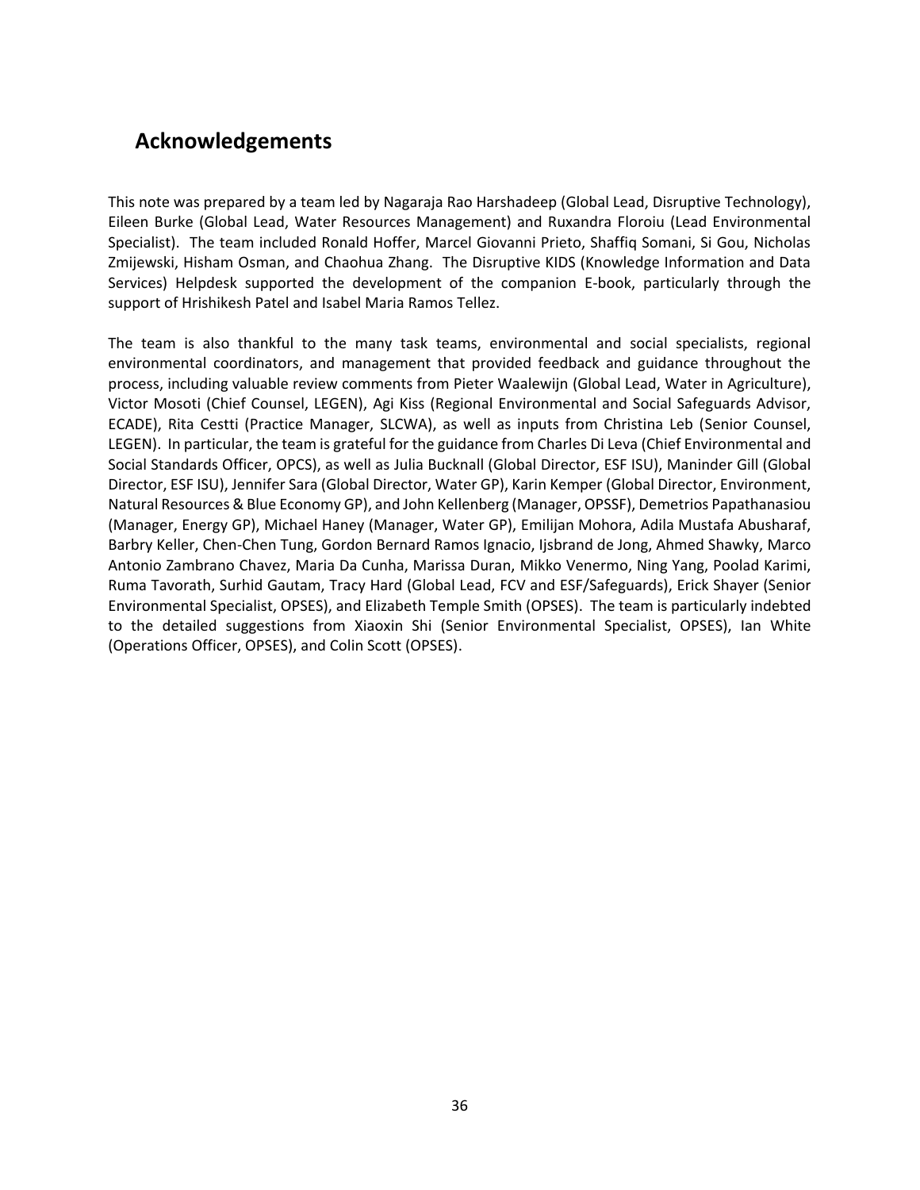## Acknowledgements

This note was prepared by a team led by Nagaraja Rao Harshadeep (Global Lead, Disruptive Technology), Eileen Burke (Global Lead, Water Resources Management) and Ruxandra Floroiu (Lead Environmental Specialist). The team included Ronald Hoffer, Marcel Giovanni Prieto, Shaffiq Somani, Si Gou, Nicholas Zmijewski, Hisham Osman, and Chaohua Zhang. The Disruptive KIDS (Knowledge Information and Data Services) Helpdesk supported the development of the companion E-book, particularly through the support of Hrishikesh Patel and Isabel Maria Ramos Tellez.

The team is also thankful to the many task teams, environmental and social specialists, regional environmental coordinators, and management that provided feedback and guidance throughout the process, including valuable review comments from Pieter Waalewijn (Global Lead, Water in Agriculture), Victor Mosoti (Chief Counsel, LEGEN), Agi Kiss (Regional Environmental and Social Safeguards Advisor, ECADE), Rita Cestti (Practice Manager, SLCWA), as well as inputs from Christina Leb (Senior Counsel, LEGEN). In particular, the team is grateful for the guidance from Charles Di Leva (Chief Environmental and Social Standards Officer, OPCS), as well as Julia Bucknall (Global Director, ESF ISU), Maninder Gill (Global Director, ESF ISU), Jennifer Sara (Global Director, Water GP), Karin Kemper (Global Director, Environment, Natural Resources & Blue Economy GP), and John Kellenberg (Manager, OPSSF), Demetrios Papathanasiou (Manager, Energy GP), Michael Haney (Manager, Water GP), Emilijan Mohora, Adila Mustafa Abusharaf, Barbry Keller, Chen-Chen Tung, Gordon Bernard Ramos Ignacio, Ijsbrand de Jong, Ahmed Shawky, Marco Antonio Zambrano Chavez, Maria Da Cunha, Marissa Duran, Mikko Venermo, Ning Yang, Poolad Karimi, Ruma Tavorath, Surhid Gautam, Tracy Hard (Global Lead, FCV and ESF/Safeguards), Erick Shayer (Senior Environmental Specialist, OPSES), and Elizabeth Temple Smith (OPSES). The team is particularly indebted to the detailed suggestions from Xiaoxin Shi (Senior Environmental Specialist, OPSES), Ian White (Operations Officer, OPSES), and Colin Scott (OPSES).